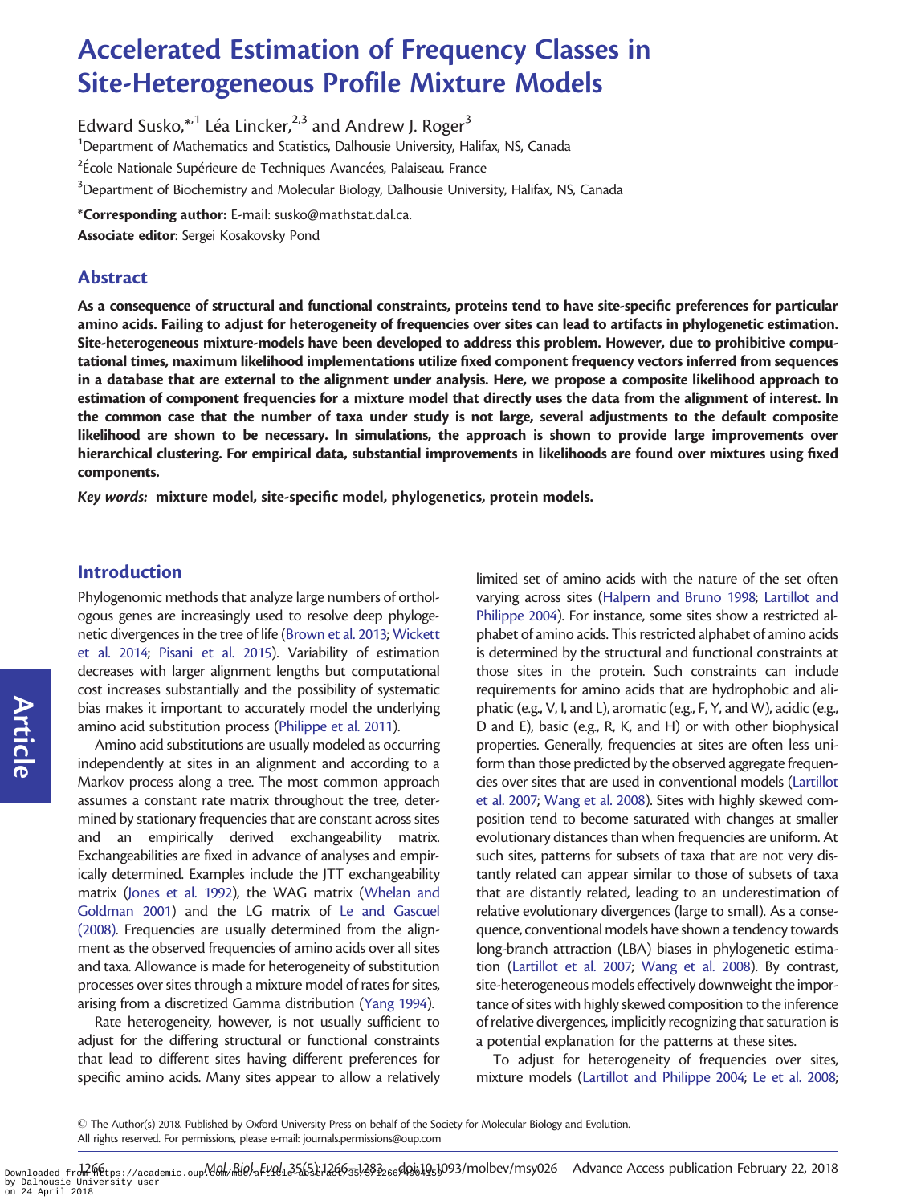# Accelerated Estimation of Frequency Classes in Site-Heterogeneous Profile Mixture Models

Edward Susko,*[1] Léa Lincker,[2,3] and Andrew J. Roger[3]

[1]Department of Mathematics and Statistics, Dalhousie University, Halifax, NS, Canada

[2]École Nationale Supérieure de Techniques Avancées, Palaiseau, France

[3]Department of Biochemistry and Molecular Biology, Dalhousie University, Halifax, NS, Canada

***Corresponding author:** E-mail: susko@mathstat.dal.ca.

**Associate editor**: Sergei Kosakovsky Pond

## Abstract

**As a consequence of structural and functional constraints, proteins tend to have site-specific preferences for particular amino acids. Failing to adjust for heterogeneity of frequencies over sites can lead to artifacts in phylogenetic estimation. Site-heterogeneous mixture-models have been developed to address this problem. However, due to prohibitive computational times, maximum likelihood implementations utilize fixed component frequency vectors inferred from sequences in a database that are external to the alignment under analysis. Here, we propose a composite likelihood approach to estimation of component frequencies for a mixture model that directly uses the data from the alignment of interest. In the common case that the number of taxa under study is not large, several adjustments to the default composite likelihood are shown to be necessary. In simulations, the approach is shown to provide large improvements over hierarchical clustering. For empirical data, substantial improvements in likelihoods are found over mixtures using fixed components.**

***Key words:*** **mixture model, site-specific model, phylogenetics, protein models.**

## Introduction

Phylogenomic methods that analyze large numbers of orthologous genes are increasingly used to resolve deep phylogenetic divergences in the tree of life (Brown et al. 2013; Wickett et al. 2014; Pisani et al. 2015). Variability of estimation decreases with larger alignment lengths but computational cost increases substantially and the possibility of systematic bias makes it important to accurately model the underlying amino acid substitution process (Philippe et al. 2011).

Amino acid substitutions are usually modeled as occurring independently at sites in an alignment and according to a Markov process along a tree. The most common approach assumes a constant rate matrix throughout the tree, determined by stationary frequencies that are constant across sites and an empirically derived exchangeability matrix. Exchangeabilities are fixed in advance of analyses and empirically determined. Examples include the JTT exchangeability matrix (Jones et al. 1992), the WAG matrix (Whelan and Goldman 2001) and the LG matrix of Le and Gascuel (2008). Frequencies are usually determined from the alignment as the observed frequencies of amino acids over all sites and taxa. Allowance is made for heterogeneity of substitution processes over sites through a mixture model of rates for sites, arising from a discretized Gamma distribution (Yang 1994).

Rate heterogeneity, however, is not usually sufficient to adjust for the differing structural or functional constraints that lead to different sites having different preferences for specific amino acids. Many sites appear to allow a relatively limited set of amino acids with the nature of the set often varying across sites (Halpern and Bruno 1998; Lartillot and Philippe 2004). For instance, some sites show a restricted alphabet of amino acids. This restricted alphabet of amino acids is determined by the structural and functional constraints at those sites in the protein. Such constraints can include requirements for amino acids that are hydrophobic and aliphatic (e.g., V, I, and L), aromatic (e.g., F, Y, and W), acidic (e.g., D and E), basic (e.g., R, K, and H) or with other biophysical properties. Generally, frequencies at sites are often less uniform than those predicted by the observed aggregate frequencies over sites that are used in conventional models (Lartillot et al. 2007; Wang et al. 2008). Sites with highly skewed composition tend to become saturated with changes at smaller evolutionary distances than when frequencies are uniform. At such sites, patterns for subsets of taxa that are not very distantly related can appear similar to those of subsets of taxa that are distantly related, leading to an underestimation of relative evolutionary divergences (large to small). As a consequence, conventional models have shown a tendency towards long-branch attraction (LBA) biases in phylogenetic estimation (Lartillot et al. 2007; Wang et al. 2008). By contrast, site-heterogeneous models effectively downweight the importance of sites with highly skewed composition to the inference of relative divergences, implicitly recognizing that saturation is a potential explanation for the patterns at these sites.

To adjust for heterogeneity of frequencies over sites, mixture models (Lartillot and Philippe 2004; Le et al. 2008;

© The Author(s) 2018. Published by Oxford University Press on behalf of the Society for Molecular Biology and Evolution. All rights reserved. For permissions, please e-mail: journals.permissions@oup.com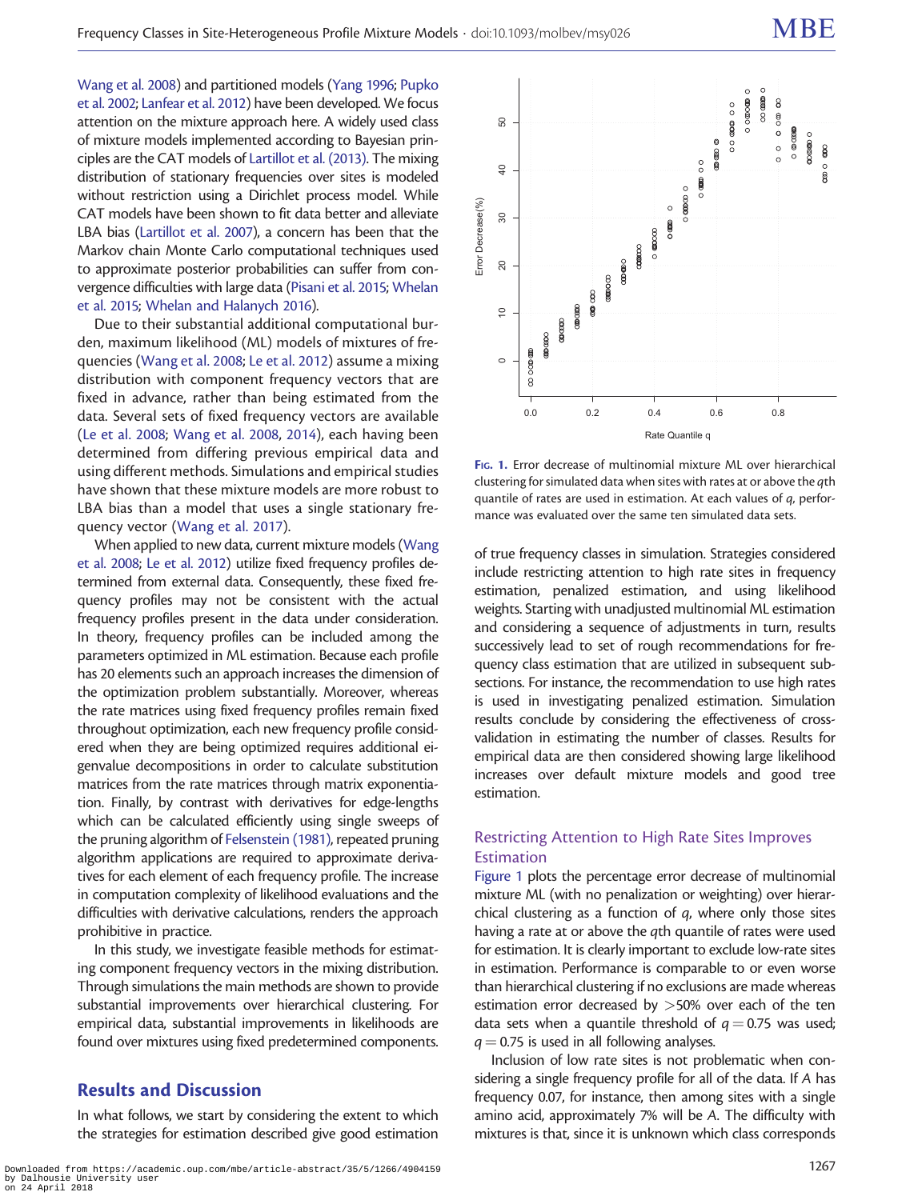Wang et al. 2008) and partitioned models (Yang 1996; Pupko et al. 2002; Lanfear et al. 2012) have been developed. We focus attention on the mixture approach here. A widely used class of mixture models implemented according to Bayesian principles are the CAT models of Lartillot et al. (2013). The mixing distribution of stationary frequencies over sites is modeled without restriction using a Dirichlet process model. While CAT models have been shown to fit data better and alleviate LBA bias (Lartillot et al. 2007), a concern has been that the Markov chain Monte Carlo computational techniques used to approximate posterior probabilities can suffer from convergence difficulties with large data (Pisani et al. 2015; Whelan et al. 2015; Whelan and Halanych 2016).

Due to their substantial additional computational burden, maximum likelihood (ML) models of mixtures of frequencies (Wang et al. 2008; Le et al. 2012) assume a mixing distribution with component frequency vectors that are fixed in advance, rather than being estimated from the data. Several sets of fixed frequency vectors are available (Le et al. 2008; Wang et al. 2008, 2014), each having been determined from differing previous empirical data and using different methods. Simulations and empirical studies have shown that these mixture models are more robust to LBA bias than a model that uses a single stationary frequency vector (Wang et al. 2017).

When applied to new data, current mixture models (Wang et al. 2008; Le et al. 2012) utilize fixed frequency profiles determined from external data. Consequently, these fixed frequency profiles may not be consistent with the actual frequency profiles present in the data under consideration. In theory, frequency profiles can be included among the parameters optimized in ML estimation. Because each profile has 20 elements such an approach increases the dimension of the optimization problem substantially. Moreover, whereas the rate matrices using fixed frequency profiles remain fixed throughout optimization, each new frequency profile considered when they are being optimized requires additional eigenvalue decompositions in order to calculate substitution matrices from the rate matrices through matrix exponentiation. Finally, by contrast with derivatives for edge-lengths which can be calculated efficiently using single sweeps of the pruning algorithm of Felsenstein (1981), repeated pruning algorithm applications are required to approximate derivatives for each element of each frequency profile. The increase in computation complexity of likelihood evaluations and the difficulties with derivative calculations, renders the approach prohibitive in practice.

In this study, we investigate feasible methods for estimating component frequency vectors in the mixing distribution. Through simulations the main methods are shown to provide substantial improvements over hierarchical clustering. For empirical data, substantial improvements in likelihoods are found over mixtures using fixed predetermined components.

## Results and Discussion

In what follows, we start by considering the extent to which the strategies for estimation described give good estimation of true frequency classes in simulation. Strategies considered include restricting attention to high rate sites in frequency estimation, penalized estimation, and using likelihood weights. Starting with unadjusted multinomial ML estimation and considering a sequence of adjustments in turn, results successively lead to set of rough recommendations for frequency class estimation that are utilized in subsequent subsections. For instance, the recommendation to use high rates is used in investigating penalized estimation. Simulation results conclude by considering the effectiveness of cross-validation in estimating the number of classes. Results for empirical data are then considered showing large likelihood increases over default mixture models and good tree estimation.

FIG. 1. Error decrease of multinomial mixture ML over hierarchical clustering for simulated data when sites with rates at or above the $q$th quantile of rates are used in estimation. At each values of $q$, performance was evaluated over the same ten simulated data sets.

### Restricting Attention to High Rate Sites Improves Estimation

Figure 1 plots the percentage error decrease of multinomial mixture ML (with no penalization or weighting) over hierarchical clustering as a function of $q$, where only those sites having a rate at or above the $q$th quantile of rates were used for estimation. It is clearly important to exclude low-rate sites in estimation. Performance is comparable to or even worse than hierarchical clustering if no exclusions are made whereas estimation error decreased by >50% over each of the ten data sets when a quantile threshold of $q = 0.75$ was used; $q = 0.75$ is used in all following analyses.

Inclusion of low rate sites is not problematic when considering a single frequency profile for all of the data. If $A$ has frequency 0.07, for instance, then among sites with a single amino acid, approximately 7% will be $A$. The difficulty with mixtures is that, since it is unknown which class corresponds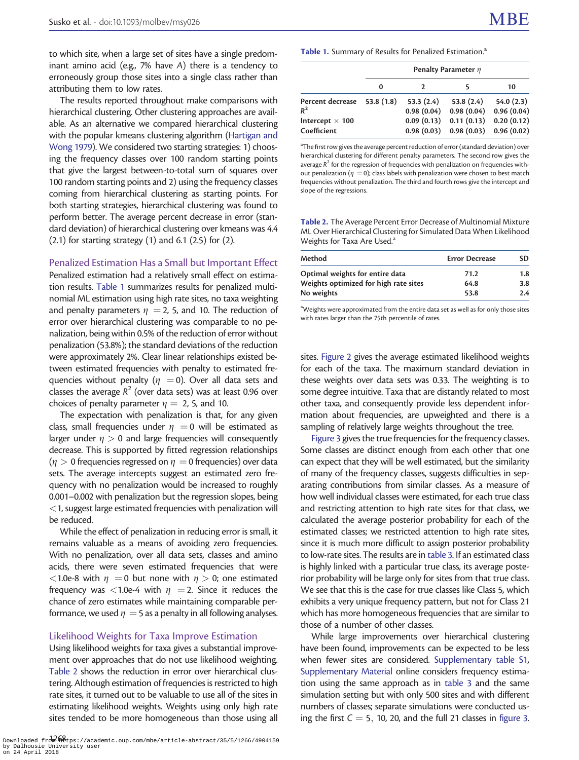to which site, when a large set of sites have a single predominant amino acid (e.g., 7% have A) there is a tendency to erroneously group those sites into a single class rather than attributing them to low rates.

The results reported throughout make comparisons with hierarchical clustering. Other clustering approaches are available. As an alternative we compared hierarchical clustering with the popular kmeans clustering algorithm (Hartigan and Wong 1979). We considered two starting strategies: 1) choosing the frequency classes over 100 random starting points that give the largest between-to-total sum of squares over 100 random starting points and 2) using the frequency classes coming from hierarchical clustering as starting points. For both starting strategies, hierarchical clustering was found to perform better. The average percent decrease in error (standard deviation) of hierarchical clustering over kmeans was 4.4 (2.1) for starting strategy (1) and 6.1 (2.5) for (2).

## Penalized Estimation Has a Small but Important Effect

Penalized estimation had a relatively small effect on estimation results. Table 1 summarizes results for penalized multinomial ML estimation using high rate sites, no taxa weighting and penalty parameters $\eta = 2$, 5, and 10. The reduction of error over hierarchical clustering was comparable to no penalization, being within 0.5% of the reduction of error without penalization (53.8%); the standard deviations of the reduction were approximately 2%. Clear linear relationships existed between estimated frequencies with penalty to estimated frequencies without penalty ($\eta = 0$). Over all data sets and classes the average $R^2$ (over data sets) was at least 0.96 over choices of penalty parameter $\eta = 2$, 5, and 10.

The expectation with penalization is that, for any given class, small frequencies under $\eta = 0$ will be estimated as larger under $\eta > 0$ and large frequencies will consequently decrease. This is supported by fitted regression relationships ($\eta > 0$ frequencies regressed on $\eta = 0$ frequencies) over data sets. The average intercepts suggest an estimated zero frequency with no penalization would be increased to roughly 0.001–0.002 with penalization but the regression slopes, being $<1$, suggest large estimated frequencies with penalization will be reduced.

While the effect of penalization in reducing error is small, it remains valuable as a means of avoiding zero frequencies. With no penalization, over all data sets, classes and amino acids, there were seven estimated frequencies that were $<1.0e{-}8$ with $\eta = 0$ but none with $\eta > 0$; one estimated frequency was $<1.0e{-}4$ with $\eta = 2$. Since it reduces the chance of zero estimates while maintaining comparable performance, we used $\eta = 5$ as a penalty in all following analyses.

## Likelihood Weights for Taxa Improve Estimation

Using likelihood weights for taxa gives a substantial improvement over approaches that do not use likelihood weighting. Table 2 shows the reduction in error over hierarchical clustering. Although estimation of frequencies is restricted to high rate sites, it turned out to be valuable to use all of the sites in estimating likelihood weights. Weights using only high rate sites tended to be more homogeneous than those using all sites. Figure 2 gives the average estimated likelihood weights for each of the taxa. The maximum standard deviation in these weights over data sets was 0.33. The weighting is to some degree intuitive. Taxa that are distantly related to most other taxa, and consequently provide less dependent information about frequencies, are upweighted and there is a sampling of relatively large weights throughout the tree.

Figure 3 gives the true frequencies for the frequency classes. Some classes are distinct enough from each other that one can expect that they will be well estimated, but the similarity of many of the frequency classes, suggests difficulties in separating contributions from similar classes. As a measure of how well individual classes were estimated, for each true class and restricting attention to high rate sites for that class, we calculated the average posterior probability for each of the estimated classes; we restricted attention to high rate sites, since it is much more difficult to assign posterior probability to low-rate sites. The results are in table 3. If an estimated class is highly linked with a particular true class, its average posterior probability will be large only for sites from that true class. We see that this is the case for true classes like Class 5, which exhibits a very unique frequency pattern, but not for Class 21 which has more homogeneous frequencies that are similar to those of a number of other classes.

While large improvements over hierarchical clustering have been found, improvements can be expected to be less when fewer sites are considered. Supplementary table S1, Supplementary Material online considers frequency estimation using the same approach as in table 3 and the same simulation setting but with only 500 sites and with different numbers of classes; separate simulations were conducted using the first $C = 5$, 10, 20, and the full 21 classes in figure 3.

**Table 1.** Summary of Results for Penalized Estimation.[a]

| | Penalty Parameter $\eta$ | | | |
|---|---|---|---|---|
| | 0 | 2 | 5 | 10 |
| Percent decrease | 53.8 (1.8) | 53.3 (2.4) | 53.8 (2.4) | 54.0 (2.3) |
| $R^2$ | | 0.98 (0.04) | 0.98 (0.04) | 0.96 (0.04) |
| Intercept × 100 | | 0.09 (0.13) | 0.11 (0.13) | 0.20 (0.12) |
| Coefficient | | 0.98 (0.03) | 0.98 (0.03) | 0.96 (0.02) |

[a]The first row gives the average percent reduction of error (standard deviation) over hierarchical clustering for different penalty parameters. The second row gives the average $R^2$ for the regression of frequencies with penalization on frequencies without penalization ($\eta = 0$); class labels with penalization were chosen to best match frequencies without penalization. The third and fourth rows give the intercept and slope of the regressions.

**Table 2.** The Average Percent Error Decrease of Multinomial Mixture ML Over Hierarchical Clustering for Simulated Data When Likelihood Weights for Taxa Are Used.[a]

| Method | Error Decrease | SD |
|---|---|---|
| Optimal weights for entire data | 71.2 | 1.8 |
| Weights optimized for high rate sites | 64.8 | 3.8 |
| No weights | 53.8 | 2.4 |

[a]Weights were approximated from the entire data set as well as for only those sites with rates larger than the 75th percentile of rates.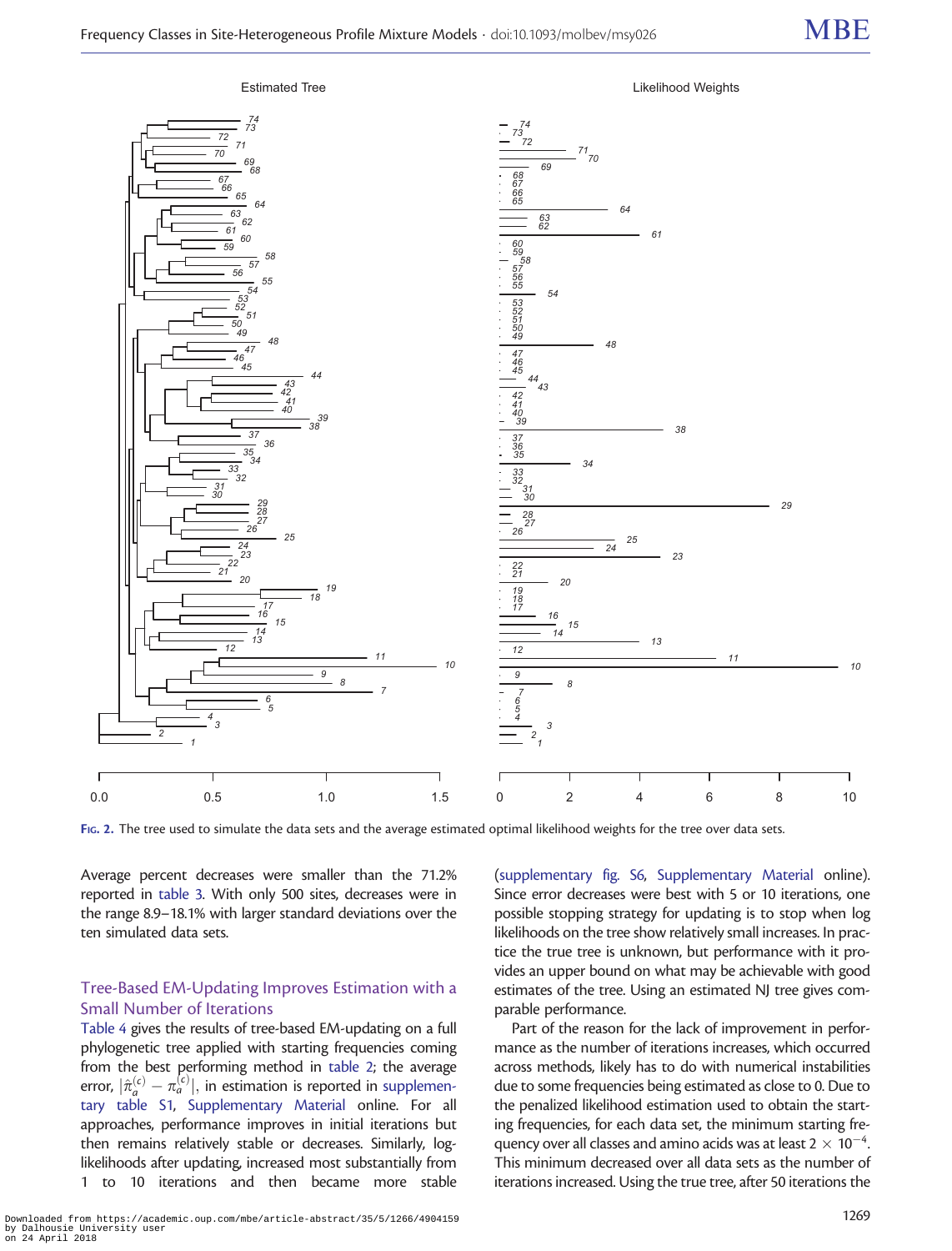FIG. 2. The tree used to simulate the data sets and the average estimated optimal likelihood weights for the tree over data sets.

Average percent decreases were smaller than the 71.2% reported in table 3. With only 500 sites, decreases were in the range 8.9–18.1% with larger standard deviations over the ten simulated data sets.

## Tree-Based EM-Updating Improves Estimation with a Small Number of Iterations

Table 4 gives the results of tree-based EM-updating on a full phylogenetic tree applied with starting frequencies coming from the best performing method in table 2; the average error, $|\hat{\pi}_a^{(c)} - \pi_a^{(c)}|$, in estimation is reported in supplementary table S1, Supplementary Material online. For all approaches, performance improves in initial iterations but then remains relatively stable or decreases. Similarly, log-likelihoods after updating, increased most substantially from 1 to 10 iterations and then became more stable (supplementary fig. S6, Supplementary Material online). Since error decreases were best with 5 or 10 iterations, one possible stopping strategy for updating is to stop when log likelihoods on the tree show relatively small increases. In practice the true tree is unknown, but performance with it provides an upper bound on what may be achievable with good estimates of the tree. Using an estimated NJ tree gives comparable performance.

Part of the reason for the lack of improvement in performance as the number of iterations increases, which occurred across methods, likely has to do with numerical instabilities due to some frequencies being estimated as close to 0. Due to the penalized likelihood estimation used to obtain the starting frequencies, for each data set, the minimum starting frequency over all classes and amino acids was at least $2 \times 10^{-4}$. This minimum decreased over all data sets as the number of iterations increased. Using the true tree, after 50 iterations the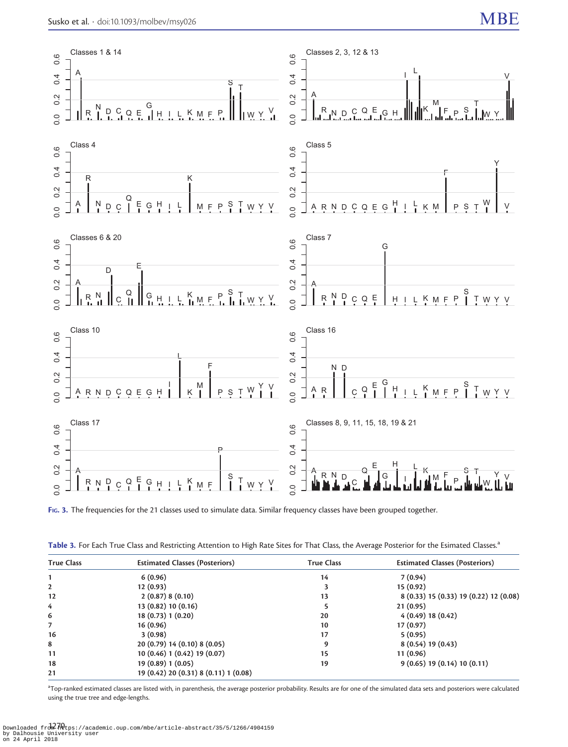Fig. 3. The frequencies for the 21 classes used to simulate data. Similar frequency classes have been grouped together.

Table 3. For Each True Class and Restricting Attention to High Rate Sites for That Class, the Average Posterior for the Esimated Classes.[a]

| True Class | Estimated Classes (Posteriors) | True Class | Estimated Classes (Posteriors) |
|---|---|---|---|
| 1 | 6 (0.96) | 14 | 7 (0.94) |
| 2 | 12 (0.93) | 3 | 15 (0.92) |
| 12 | 2 (0.87) 8 (0.10) | 13 | 8 (0.33) 15 (0.33) 19 (0.22) 12 (0.08) |
| 4 | 13 (0.82) 10 (0.16) | 5 | 21 (0.95) |
| 6 | 18 (0.73) 1 (0.20) | 20 | 4 (0.49) 18 (0.42) |
| 7 | 16 (0.96) | 10 | 17 (0.97) |
| 16 | 3 (0.98) | 17 | 5 (0.95) |
| 8 | 20 (0.79) 14 (0.10) 8 (0.05) | 9 | 8 (0.54) 19 (0.43) |
| 11 | 10 (0.46) 1 (0.42) 19 (0.07) | 15 | 11 (0.96) |
| 18 | 19 (0.89) 1 (0.05) | 19 | 9 (0.65) 19 (0.14) 10 (0.11) |
| 21 | 19 (0.42) 20 (0.31) 8 (0.11) 1 (0.08) | | |

[a]Top-ranked estimated classes are listed with, in parenthesis, the average posterior probability. Results are for one of the simulated data sets and posteriors were calculated using the true tree and edge-lengths.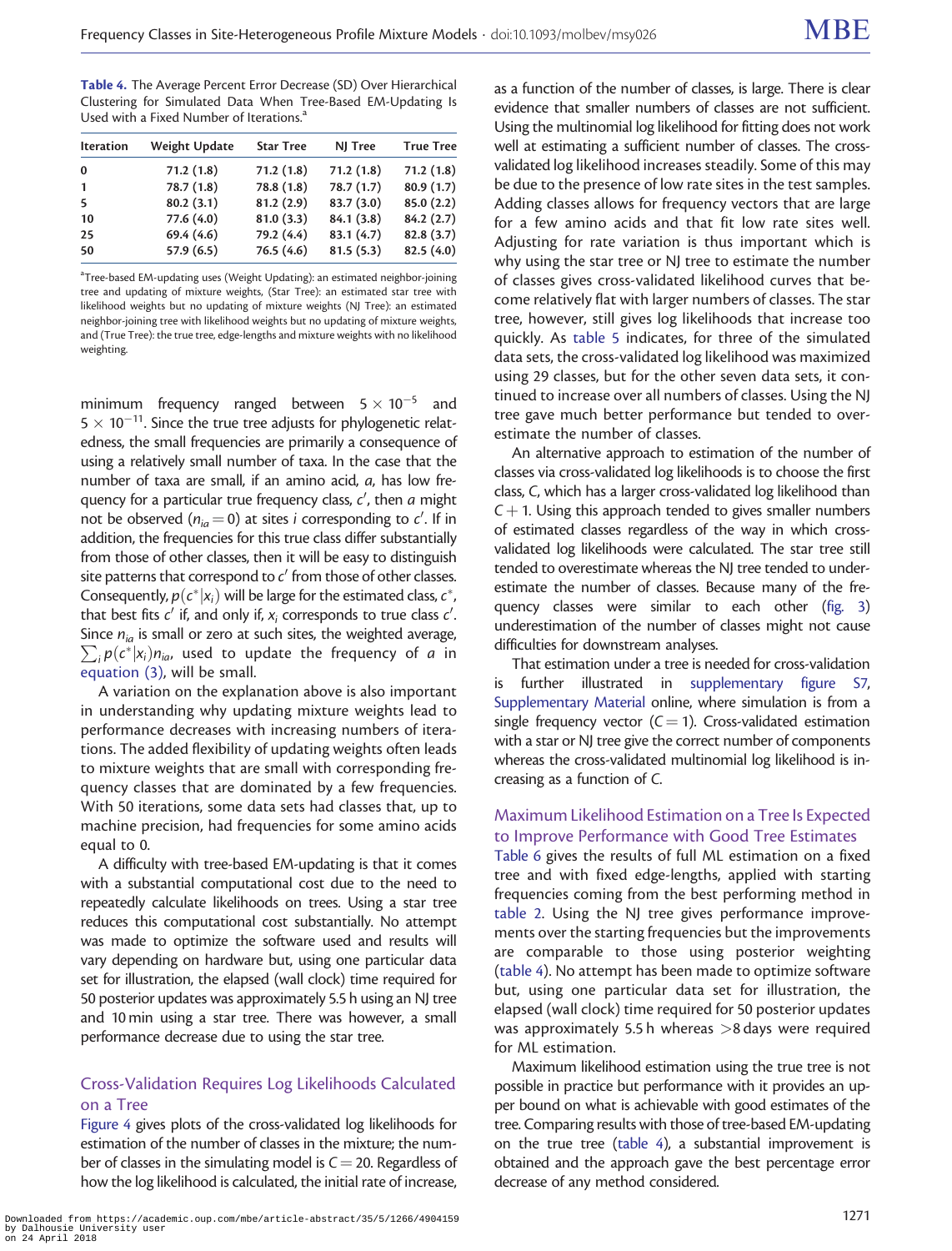**Table 4.** The Average Percent Error Decrease (SD) Over Hierarchical Clustering for Simulated Data When Tree-Based EM-Updating Is Used with a Fixed Number of Iterations.[a]

| Iteration | Weight Update | Star Tree | NJ Tree | True Tree |
|---|---|---|---|---|
| 0 | 71.2 (1.8) | 71.2 (1.8) | 71.2 (1.8) | 71.2 (1.8) |
| 1 | 78.7 (1.8) | 78.8 (1.8) | 78.7 (1.7) | 80.9 (1.7) |
| 5 | 80.2 (3.1) | 81.2 (2.9) | 83.7 (3.0) | 85.0 (2.2) |
| 10 | 77.6 (4.0) | 81.0 (3.3) | 84.1 (3.8) | 84.2 (2.7) |
| 25 | 69.4 (4.6) | 79.2 (4.4) | 83.1 (4.7) | 82.8 (3.7) |
| 50 | 57.9 (6.5) | 76.5 (4.6) | 81.5 (5.3) | 82.5 (4.0) |

[a]Tree-based EM-updating uses (Weight Updating): an estimated neighbor-joining tree and updating of mixture weights, (Star Tree): an estimated star tree with likelihood weights but no updating of mixture weights (NJ Tree): an estimated neighbor-joining tree with likelihood weights but no updating of mixture weights, and (True Tree): the true tree, edge-lengths and mixture weights with no likelihood weighting.

minimum frequency ranged between $5 \times 10^{-5}$ and $5 \times 10^{-11}$. Since the true tree adjusts for phylogenetic relatedness, the small frequencies are primarily a consequence of using a relatively small number of taxa. In the case that the number of taxa are small, if an amino acid, $a$, has low frequency for a particular true frequency class, $c'$, then $a$ might not be observed ($n_{ia} = 0$) at sites $i$ corresponding to $c'$. If in addition, the frequencies for this true class differ substantially from those of other classes, then it will be easy to distinguish site patterns that correspond to $c'$ from those of other classes. Consequently, $p(c^*|x_i)$ will be large for the estimated class, $c^*$, that best fits $c'$ if, and only if, $x_i$ corresponds to true class $c'$. Since $n_{ia}$ is small or zero at such sites, the weighted average, $\sum_i p(c^*|x_i)n_{ia}$, used to update the frequency of $a$ in equation (3), will be small.

A variation on the explanation above is also important in understanding why updating mixture weights lead to performance decreases with increasing numbers of iterations. The added flexibility of updating weights often leads to mixture weights that are small with corresponding frequency classes that are dominated by a few frequencies. With 50 iterations, some data sets had classes that, up to machine precision, had frequencies for some amino acids equal to 0.

A difficulty with tree-based EM-updating is that it comes with a substantial computational cost due to the need to repeatedly calculate likelihoods on trees. Using a star tree reduces this computational cost substantially. No attempt was made to optimize the software used and results will vary depending on hardware but, using one particular data set for illustration, the elapsed (wall clock) time required for 50 posterior updates was approximately 5.5 h using an NJ tree and 10 min using a star tree. There was however, a small performance decrease due to using the star tree.

## Cross-Validation Requires Log Likelihoods Calculated on a Tree

Figure 4 gives plots of the cross-validated log likelihoods for estimation of the number of classes in the mixture; the number of classes in the simulating model is $C = 20$. Regardless of how the log likelihood is calculated, the initial rate of increase, as a function of the number of classes, is large. There is clear evidence that smaller numbers of classes are not sufficient. Using the multinomial log likelihood for fitting does not work well at estimating a sufficient number of classes. The cross-validated log likelihood increases steadily. Some of this may be due to the presence of low rate sites in the test samples. Adding classes allows for frequency vectors that are large for a few amino acids and that fit low rate sites well. Adjusting for rate variation is thus important which is why using the star tree or NJ tree to estimate the number of classes gives cross-validated likelihood curves that become relatively flat with larger numbers of classes. The star tree, however, still gives log likelihoods that increase too quickly. As table 5 indicates, for three of the simulated data sets, the cross-validated log likelihood was maximized using 29 classes, but for the other seven data sets, it continued to increase over all numbers of classes. Using the NJ tree gave much better performance but tended to overestimate the number of classes.

An alternative approach to estimation of the number of classes via cross-validated log likelihoods is to choose the first class, $C$, which has a larger cross-validated log likelihood than $C + 1$. Using this approach tended to gives smaller numbers of estimated classes regardless of the way in which cross-validated log likelihoods were calculated. The star tree still tended to overestimate whereas the NJ tree tended to underestimate the number of classes. Because many of the frequency classes were similar to each other (fig. 3) underestimation of the number of classes might not cause difficulties for downstream analyses.

That estimation under a tree is needed for cross-validation is further illustrated in supplementary figure S7, Supplementary Material online, where simulation is from a single frequency vector ($C = 1$). Cross-validated estimation with a star or NJ tree give the correct number of components whereas the cross-validated multinomial log likelihood is increasing as a function of $C$.

## Maximum Likelihood Estimation on a Tree Is Expected to Improve Performance with Good Tree Estimates

Table 6 gives the results of full ML estimation on a fixed tree and with fixed edge-lengths, applied with starting frequencies coming from the best performing method in table 2. Using the NJ tree gives performance improvements over the starting frequencies but the improvements are comparable to those using posterior weighting (table 4). No attempt has been made to optimize software but, using one particular data set for illustration, the elapsed (wall clock) time required for 50 posterior updates was approximately 5.5 h whereas >8 days were required for ML estimation.

Maximum likelihood estimation using the true tree is not possible in practice but performance with it provides an upper bound on what is achievable with good estimates of the tree. Comparing results with those of tree-based EM-updating on the true tree (table 4), a substantial improvement is obtained and the approach gave the best percentage error decrease of any method considered.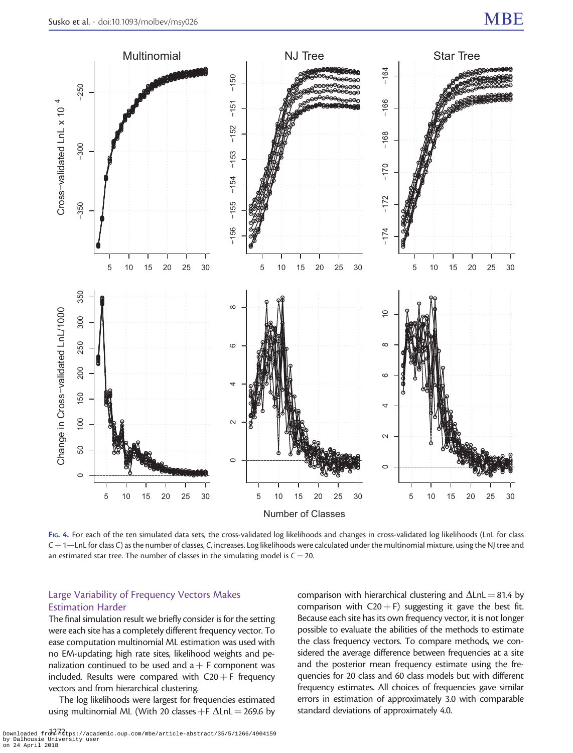**Fig. 4.** For each of the ten simulated data sets, the cross-validated log likelihoods and changes in cross-validated log likelihoods (LnL for class $C+1$—LnL for class $C$) as the number of classes, $C$, increases. Log likelihoods were calculated under the multinomial mixture, using the NJ tree and an estimated star tree. The number of classes in the simulating model is $C = 20$.

### Large Variability of Frequency Vectors Makes Estimation Harder

The final simulation result we briefly consider is for the setting were each site has a completely different frequency vector. To ease computation multinomial ML estimation was used with no EM-updating; high rate sites, likelihood weights and penalization continued to be used and a + F component was included. Results were compared with C20 + F frequency vectors and from hierarchical clustering.

The log likelihoods were largest for frequencies estimated using multinomial ML (With 20 classes +F $\Delta$LnL = 269.6 by comparison with hierarchical clustering and $\Delta$LnL = 81.4 by comparison with C20 + F) suggesting it gave the best fit. Because each site has its own frequency vector, it is not longer possible to evaluate the abilities of the methods to estimate the class frequency vectors. To compare methods, we considered the average difference between frequencies at a site and the posterior mean frequency estimate using the frequencies for 20 class and 60 class models but with different frequency estimates. All choices of frequencies gave similar errors in estimation of approximately 3.0 with comparable standard deviations of approximately 4.0.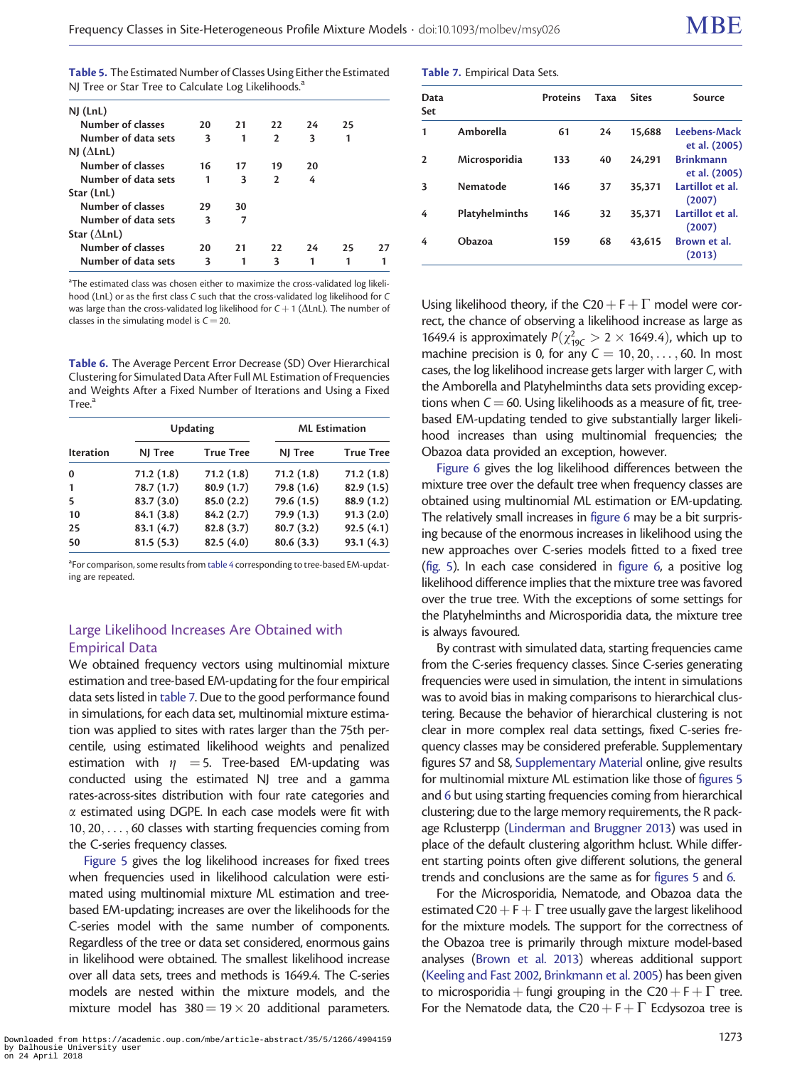**Table 5.** The Estimated Number of Classes Using Either the Estimated NJ Tree or Star Tree to Calculate Log Likelihoods.[a]

| NJ (LnL) | | | | | | |
|---|---|---|---|---|---|---|
| Number of classes | 20 | 21 | 22 | 24 | 25 | |
| Number of data sets | 3 | 1 | 2 | 3 | 1 | |
| **NJ (ΔLnL)** | | | | | | |
| Number of classes | 16 | 17 | 19 | 20 | | |
| Number of data sets | 1 | 3 | 2 | 4 | | |
| **Star (LnL)** | | | | | | |
| Number of classes | 29 | 30 | | | | |
| Number of data sets | 3 | 7 | | | | |
| **Star (ΔLnL)** | | | | | | |
| Number of classes | 20 | 21 | 22 | 24 | 25 | 27 |
| Number of data sets | 3 | 1 | 3 | 1 | 1 | 1 |

[a]The estimated class was chosen either to maximize the cross-validated log likelihood (LnL) or as the first class $C$ such that the cross-validated log likelihood for $C$ was large than the cross-validated log likelihood for $C+1$ (ΔLnL). The number of classes in the simulating model is $C = 20$.

**Table 6.** The Average Percent Error Decrease (SD) Over Hierarchical Clustering for Simulated Data After Full ML Estimation of Frequencies and Weights After a Fixed Number of Iterations and Using a Fixed Tree.[a]

| | Updating | | ML Estimation | |
|---|---|---|---|---|
| Iteration | NJ Tree | True Tree | NJ Tree | True Tree |
| 0 | 71.2 (1.8) | 71.2 (1.8) | 71.2 (1.8) | 71.2 (1.8) |
| 1 | 78.7 (1.7) | 80.9 (1.7) | 79.8 (1.6) | 82.9 (1.5) |
| 5 | 83.7 (3.0) | 85.0 (2.2) | 79.6 (1.5) | 88.9 (1.2) |
| 10 | 84.1 (3.8) | 84.2 (2.7) | 79.9 (1.3) | 91.3 (2.0) |
| 25 | 83.1 (4.7) | 82.8 (3.7) | 80.7 (3.2) | 92.5 (4.1) |
| 50 | 81.5 (5.3) | 82.5 (4.0) | 80.6 (3.3) | 93.1 (4.3) |

[a]For comparison, some results from table 4 corresponding to tree-based EM-updating are repeated.

## Large Likelihood Increases Are Obtained with Empirical Data

We obtained frequency vectors using multinomial mixture estimation and tree-based EM-updating for the four empirical data sets listed in table 7. Due to the good performance found in simulations, for each data set, multinomial mixture estimation was applied to sites with rates larger than the 75th percentile, using estimated likelihood weights and penalized estimation with $\eta = 5$. Tree-based EM-updating was conducted using the estimated NJ tree and a gamma rates-across-sites distribution with four rate categories and $\alpha$ estimated using DGPE. In each case models were fit with $10, 20, \ldots, 60$ classes with starting frequencies coming from the C-series frequency classes.

Figure 5 gives the log likelihood increases for fixed trees when frequencies used in likelihood calculation were estimated using multinomial mixture ML estimation and tree-based EM-updating; increases are over the likelihoods for the C-series model with the same number of components. Regardless of the tree or data set considered, enormous gains in likelihood were obtained. The smallest likelihood increase over all data sets, trees and methods is 1649.4. The C-series models are nested within the mixture models, and the mixture model has $380 = 19 \times 20$ additional parameters.

**Table 7.** Empirical Data Sets.

| Data Set | | Proteins | Taxa | Sites | Source |
|---|---|---|---|---|---|
| 1 | Amborella | 61 | 24 | 15,688 | Leebens-Mack et al. (2005) |
| 2 | Microsporidia | 133 | 40 | 24,291 | Brinkmann et al. (2005) |
| 3 | Nematode | 146 | 37 | 35,371 | Lartillot et al. (2007) |
| 4 | Platyhelminths | 146 | 32 | 35,371 | Lartillot et al. (2007) |
| 4 | Obazoa | 159 | 68 | 43,615 | Brown et al. (2013) |

Using likelihood theory, if the C20 + F + Γ model were correct, the chance of observing a likelihood increase as large as 1649.4 is approximately $P(\chi^2_{19C} > 2 \times 1649.4)$, which up to machine precision is 0, for any $C = 10, 20, \ldots, 60$. In most cases, the log likelihood increase gets larger with larger $C$, with the Amborella and Platyhelminths data sets providing exceptions when $C = 60$. Using likelihoods as a measure of fit, tree-based EM-updating tended to give substantially larger likelihood increases than using multinomial frequencies; the Obazoa data provided an exception, however.

Figure 6 gives the log likelihood differences between the mixture tree over the default tree when frequency classes are obtained using multinomial ML estimation or EM-updating. The relatively small increases in figure 6 may be a bit surprising because of the enormous increases in likelihood using the new approaches over C-series models fitted to a fixed tree (fig. 5). In each case considered in figure 6, a positive log likelihood difference implies that the mixture tree was favored over the true tree. With the exceptions of some settings for the Platyhelminths and Microsporidia data, the mixture tree is always favoured.

By contrast with simulated data, starting frequencies came from the C-series frequency classes. Since C-series generating frequencies were used in simulation, the intent in simulations was to avoid bias in making comparisons to hierarchical clustering. Because the behavior of hierarchical clustering is not clear in more complex real data settings, fixed C-series frequency classes may be considered preferable. Supplementary figures S7 and S8, Supplementary Material online, give results for multinomial mixture ML estimation like those of figures 5 and 6 but using starting frequencies coming from hierarchical clustering; due to the large memory requirements, the R package Rclusterpp (Linderman and Bruggner 2013) was used in place of the default clustering algorithm hclust. While different starting points often give different solutions, the general trends and conclusions are the same as for figures 5 and 6.

For the Microsporidia, Nematode, and Obazoa data the estimated C20 + F + Γ tree usually gave the largest likelihood for the mixture models. The support for the correctness of the Obazoa tree is primarily through mixture model-based analyses (Brown et al. 2013) whereas additional support (Keeling and Fast 2002, Brinkmann et al. 2005) has been given to microsporidia + fungi grouping in the C20 + F + Γ tree. For the Nematode data, the C20 + F + Γ Ecdysozoa tree is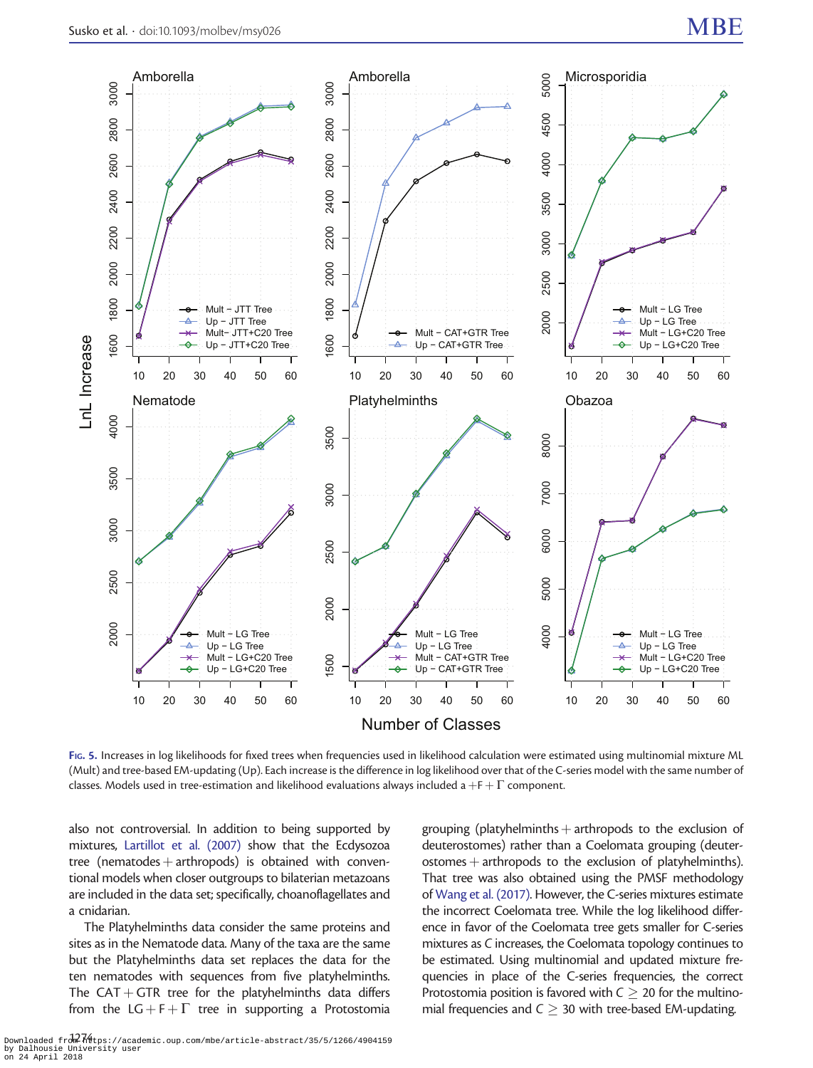Fig. 5. Increases in log likelihoods for fixed trees when frequencies used in likelihood calculation were estimated using multinomial mixture ML (Mult) and tree-based EM-updating (Up). Each increase is the difference in log likelihood over that of the C-series model with the same number of classes. Models used in tree-estimation and likelihood evaluations always included a $+F+\Gamma$ component.

also not controversial. In addition to being supported by mixtures, Lartillot et al. (2007) show that the Ecdysozoa tree (nematodes + arthropods) is obtained with conventional models when closer outgroups to bilaterian metazoans are included in the data set; specifically, choanoflagellates and a cnidarian.

The Platyhelminths data consider the same proteins and sites as in the Nematode data. Many of the taxa are the same but the Platyhelminths data set replaces the data for the ten nematodes with sequences from five platyhelminths. The CAT + GTR tree for the platyhelminths data differs from the LG + F + $\Gamma$ tree in supporting a Protostomia grouping (platyhelminths + arthropods to the exclusion of deuterostomes) rather than a Coelomata grouping (deuterostomes + arthropods to the exclusion of platyhelminths). That tree was also obtained using the PMSF methodology of Wang et al. (2017). However, the C-series mixtures estimate the incorrect Coelomata tree. While the log likelihood difference in favor of the Coelomata tree gets smaller for C-series mixtures as $C$ increases, the Coelomata topology continues to be estimated. Using multinomial and updated mixture frequencies in place of the C-series frequencies, the correct Protostomia position is favored with $C \geq 20$ for the multinomial frequencies and $C \geq 30$ with tree-based EM-updating.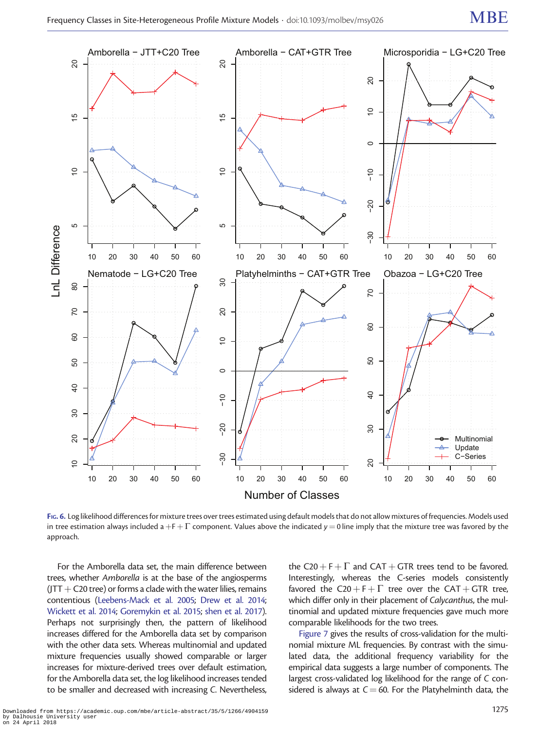Fig. 6. Log likelihood differences for mixture trees over trees estimated using default models that do not allow mixtures of frequencies. Models used in tree estimation always included a $+F+\Gamma$ component. Values above the indicated $y=0$ line imply that the mixture tree was favored by the approach.

For the Amborella data set, the main difference between trees, whether *Amborella* is at the base of the angiosperms (JTT + C20 tree) or forms a clade with the water lilies, remains contentious (Leebens-Mack et al. 2005; Drew et al. 2014; Wickett et al. 2014; Goremykin et al. 2015; shen et al. 2017). Perhaps not surprisingly then, the pattern of likelihood increases differed for the Amborella data set by comparison with the other data sets. Whereas multinomial and updated mixture frequencies usually showed comparable or larger increases for mixture-derived trees over default estimation, for the Amborella data set, the log likelihood increases tended to be smaller and decreased with increasing *C*. Nevertheless, the $C20+F+\Gamma$ and CAT + GTR trees tend to be favored. Interestingly, whereas the C-series models consistently favored the $C20+F+\Gamma$ tree over the CAT + GTR tree, which differ only in their placement of *Calycanthus*, the multinomial and updated mixture frequencies gave much more comparable likelihoods for the two trees.

Figure 7 gives the results of cross-validation for the multinomial mixture ML frequencies. By contrast with the simulated data, the additional frequency variability for the empirical data suggests a large number of components. The largest cross-validated log likelihood for the range of *C* considered is always at $C=60$. For the Platyhelminth data, the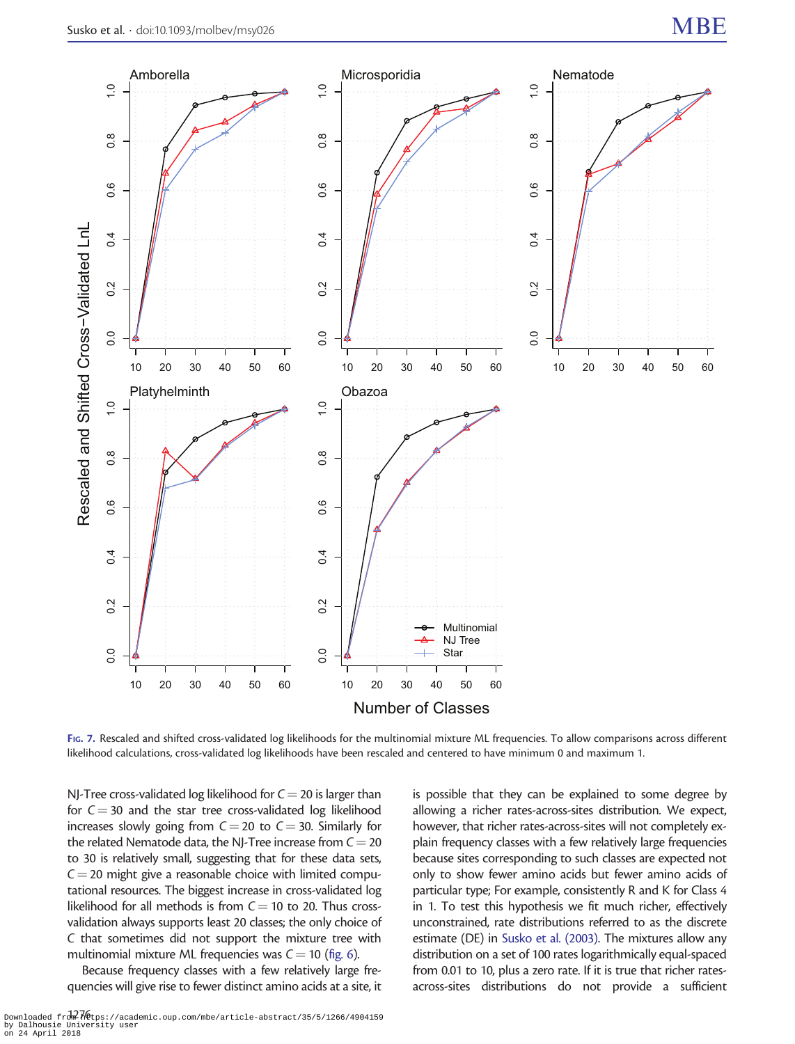Fig. 7. Rescaled and shifted cross-validated log likelihoods for the multinomial mixture ML frequencies. To allow comparisons across different likelihood calculations, cross-validated log likelihoods have been rescaled and centered to have minimum 0 and maximum 1.

NJ-Tree cross-validated log likelihood for $C = 20$ is larger than for $C = 30$ and the star tree cross-validated log likelihood increases slowly going from $C = 20$ to $C = 30$. Similarly for the related Nematode data, the NJ-Tree increase from $C = 20$ to 30 is relatively small, suggesting that for these data sets, $C = 20$ might give a reasonable choice with limited computational resources. The biggest increase in cross-validated log likelihood for all methods is from $C = 10$ to 20. Thus cross-validation always supports least 20 classes; the only choice of $C$ that sometimes did not support the mixture tree with multinomial mixture ML frequencies was $C = 10$ (fig. 6).

Because frequency classes with a few relatively large frequencies will give rise to fewer distinct amino acids at a site, it is possible that they can be explained to some degree by allowing a richer rates-across-sites distribution. We expect, however, that richer rates-across-sites will not completely explain frequency classes with a few relatively large frequencies because sites corresponding to such classes are expected not only to show fewer amino acids but fewer amino acids of particular type; For example, consistently R and K for Class 4 in 1. To test this hypothesis we fit much richer, effectively unconstrained, rate distributions referred to as the discrete estimate (DE) in Susko et al. (2003). The mixtures allow any distribution on a set of 100 rates logarithmically equal-spaced from 0.01 to 10, plus a zero rate. If it is true that richer rates-across-sites distributions do not provide a sufficient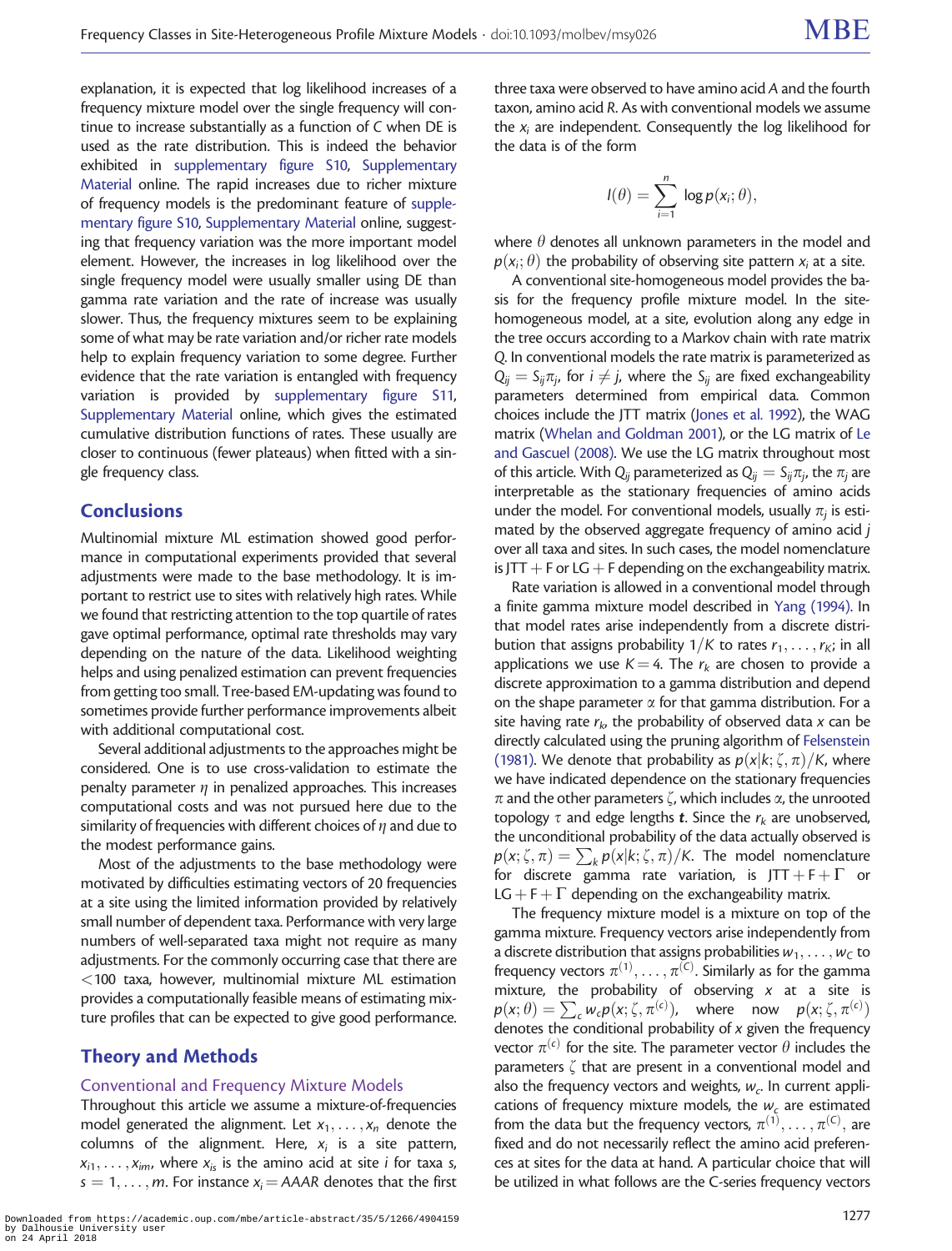explanation, it is expected that log likelihood increases of a frequency mixture model over the single frequency will continue to increase substantially as a function of $C$ when DE is used as the rate distribution. This is indeed the behavior exhibited in supplementary figure S10, Supplementary Material online. The rapid increases due to richer mixture of frequency models is the predominant feature of supplementary figure S10, Supplementary Material online, suggesting that frequency variation was the more important model element. However, the increases in log likelihood over the single frequency model were usually smaller using DE than gamma rate variation and the rate of increase was usually slower. Thus, the frequency mixtures seem to be explaining some of what may be rate variation and/or richer rate models help to explain frequency variation to some degree. Further evidence that the rate variation is entangled with frequency variation is provided by supplementary figure S11, Supplementary Material online, which gives the estimated cumulative distribution functions of rates. These usually are closer to continuous (fewer plateaus) when fitted with a single frequency class.

## Conclusions

Multinomial mixture ML estimation showed good performance in computational experiments provided that several adjustments were made to the base methodology. It is important to restrict use to sites with relatively high rates. While we found that restricting attention to the top quartile of rates gave optimal performance, optimal rate thresholds may vary depending on the nature of the data. Likelihood weighting helps and using penalized estimation can prevent frequencies from getting too small. Tree-based EM-updating was found to sometimes provide further performance improvements albeit with additional computational cost.

Several additional adjustments to the approaches might be considered. One is to use cross-validation to estimate the penalty parameter $\eta$ in penalized approaches. This increases computational costs and was not pursued here due to the similarity of frequencies with different choices of $\eta$ and due to the modest performance gains.

Most of the adjustments to the base methodology were motivated by difficulties estimating vectors of 20 frequencies at a site using the limited information provided by relatively small number of dependent taxa. Performance with very large numbers of well-separated taxa might not require as many adjustments. For the commonly occurring case that there are <100 taxa, however, multinomial mixture ML estimation provides a computationally feasible means of estimating mixture profiles that can be expected to give good performance.

## Theory and Methods

### Conventional and Frequency Mixture Models

Throughout this article we assume a mixture-of-frequencies model generated the alignment. Let $x_1, \ldots, x_n$ denote the columns of the alignment. Here, $x_i$ is a site pattern, $x_{i1}, \ldots, x_{im}$, where $x_{is}$ is the amino acid at site $i$ for taxa $s$, $s = 1, \ldots, m$. For instance $x_i = AAAR$ denotes that the first three taxa were observed to have amino acid $A$ and the fourth taxon, amino acid $R$. As with conventional models we assume the $x_i$ are independent. Consequently the log likelihood for the data is of the form

$$l(\theta) = \sum_{i=1}^{n} \log p(x_i; \theta),$$

where $\theta$ denotes all unknown parameters in the model and $p(x_i; \theta)$ the probability of observing site pattern $x_i$ at a site.

A conventional site-homogeneous model provides the basis for the frequency profile mixture model. In the site-homogeneous model, at a site, evolution along any edge in the tree occurs according to a Markov chain with rate matrix $Q$. In conventional models the rate matrix is parameterized as $Q_{ij} = S_{ij}\pi_j$, for $i \neq j$, where the $S_{ij}$ are fixed exchangeability parameters determined from empirical data. Common choices include the JTT matrix (Jones et al. 1992), the WAG matrix (Whelan and Goldman 2001), or the LG matrix of Le and Gascuel (2008). We use the LG matrix throughout most of this article. With $Q_{ij}$ parameterized as $Q_{ij} = S_{ij}\pi_j$, the $\pi_j$ are interpretable as the stationary frequencies of amino acids under the model. For conventional models, usually $\pi_j$ is estimated by the observed aggregate frequency of amino acid $j$ over all taxa and sites. In such cases, the model nomenclature is JTT + F or LG + F depending on the exchangeability matrix.

Rate variation is allowed in a conventional model through a finite gamma mixture model described in Yang (1994). In that model rates arise independently from a discrete distribution that assigns probability $1/K$ to rates $r_1, \ldots, r_K$; in all applications we use $K = 4$. The $r_k$ are chosen to provide a discrete approximation to a gamma distribution and depend on the shape parameter $\alpha$ for that gamma distribution. For a site having rate $r_k$, the probability of observed data $x$ can be directly calculated using the pruning algorithm of Felsenstein (1981). We denote that probability as $p(x|k; \zeta, \pi)/K$, where we have indicated dependence on the stationary frequencies $\pi$ and the other parameters $\zeta$, which includes $\alpha$, the unrooted topology $\tau$ and edge lengths $\boldsymbol{t}$. Since the $r_k$ are unobserved, the unconditional probability of the data actually observed is $p(x; \zeta, \pi) = \sum_k p(x|k; \zeta, \pi)/K$. The model nomenclature for discrete gamma rate variation, is JTT + F + $\Gamma$ or LG + F + $\Gamma$ depending on the exchangeability matrix.

The frequency mixture model is a mixture on top of the gamma mixture. Frequency vectors arise independently from a discrete distribution that assigns probabilities $w_1, \ldots, w_C$ to frequency vectors $\pi^{(1)}, \ldots, \pi^{(C)}$. Similarly as for the gamma mixture, the probability of observing $x$ at a site is $p(x; \theta) = \sum_c w_c p(x; \zeta, \pi^{(c)})$, where now $p(x; \zeta, \pi^{(c)})$ denotes the conditional probability of $x$ given the frequency vector $\pi^{(c)}$ for the site. The parameter vector $\theta$ includes the parameters $\zeta$ that are present in a conventional model and also the frequency vectors and weights, $w_c$. In current applications of frequency mixture models, the $w_c$ are estimated from the data but the frequency vectors, $\pi^{(1)}, \ldots, \pi^{(C)}$, are fixed and do not necessarily reflect the amino acid preferences at sites for the data at hand. A particular choice that will be utilized in what follows are the C-series frequency vectors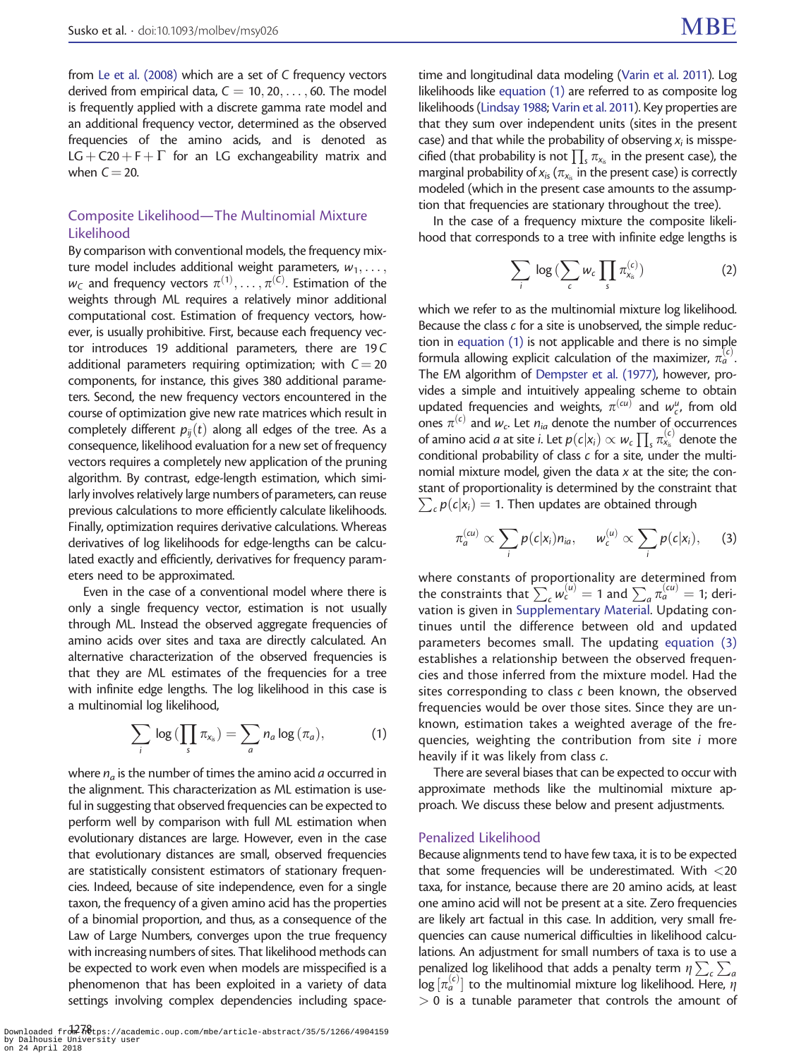from Le et al. (2008) which are a set of $C$ frequency vectors derived from empirical data, $C = 10, 20, \ldots, 60$. The model is frequently applied with a discrete gamma rate model and an additional frequency vector, determined as the observed frequencies of the amino acids, and is denoted as LG + C20 + F + $\Gamma$ for an LG exchangeability matrix and when $C = 20$.

## Composite Likelihood—The Multinomial Mixture Likelihood

By comparison with conventional models, the frequency mixture model includes additional weight parameters, $w_1, \ldots, w_C$ and frequency vectors $\pi^{(1)}, \ldots, \pi^{(C)}$. Estimation of the weights through ML requires a relatively minor additional computational cost. Estimation of frequency vectors, however, is usually prohibitive. First, because each frequency vector introduces 19 additional parameters, there are $19C$ additional parameters requiring optimization; with $C = 20$ components, for instance, this gives 380 additional parameters. Second, the new frequency vectors encountered in the course of optimization give new rate matrices which result in completely different $p_{ij}(t)$ along all edges of the tree. As a consequence, likelihood evaluation for a new set of frequency vectors requires a completely new application of the pruning algorithm. By contrast, edge-length estimation, which similarly involves relatively large numbers of parameters, can reuse previous calculations to more efficiently calculate likelihoods. Finally, optimization requires derivative calculations. Whereas derivatives of log likelihoods for edge-lengths can be calculated exactly and efficiently, derivatives for frequency parameters need to be approximated.

Even in the case of a conventional model where there is only a single frequency vector, estimation is not usually through ML. Instead the observed aggregate frequencies of amino acids over sites and taxa are directly calculated. An alternative characterization of the observed frequencies is that they are ML estimates of the frequencies for a tree with infinite edge lengths. The log likelihood in this case is a multinomial log likelihood,

$$\sum_i \log\left(\prod_s \pi_{x_{is}}\right) = \sum_a n_a \log(\pi_a), \tag{1}$$

where $n_a$ is the number of times the amino acid $a$ occurred in the alignment. This characterization as ML estimation is useful in suggesting that observed frequencies can be expected to perform well by comparison with full ML estimation when evolutionary distances are large. However, even in the case that evolutionary distances are small, observed frequencies are statistically consistent estimators of stationary frequencies. Indeed, because of site independence, even for a single taxon, the frequency of a given amino acid has the properties of a binomial proportion, and thus, as a consequence of the Law of Large Numbers, converges upon the true frequency with increasing numbers of sites. That likelihood methods can be expected to work even when models are misspecified is a phenomenon that has been exploited in a variety of data settings involving complex dependencies including space-time and longitudinal data modeling (Varin et al. 2011). Log likelihoods like equation (1) are referred to as composite log likelihoods (Lindsay 1988; Varin et al. 2011). Key properties are that they sum over independent units (sites in the present case) and that while the probability of observing $x_i$ is misspecified (that probability is not $\prod_s \pi_{x_{is}}$ in the present case), the marginal probability of $x_{is}$ ($\pi_{x_{is}}$ in the present case) is correctly modeled (which in the present case amounts to the assumption that frequencies are stationary throughout the tree).

In the case of a frequency mixture the composite likelihood that corresponds to a tree with infinite edge lengths is

$$\sum_i \log\left(\sum_c w_c \prod_s \pi^{(c)}_{x_{is}}\right) \tag{2}$$

which we refer to as the multinomial mixture log likelihood. Because the class $c$ for a site is unobserved, the simple reduction in equation (1) is not applicable and there is no simple formula allowing explicit calculation of the maximizer, $\pi_a^{(c)}$. The EM algorithm of Dempster et al. (1977), however, provides a simple and intuitively appealing scheme to obtain updated frequencies and weights, $\pi^{(cu)}$ and $w_c^u$, from old ones $\pi^{(c)}$ and $w_c$. Let $n_{ia}$ denote the number of occurrences of amino acid $a$ at site $i$. Let $p(c|x_i) \propto w_c \prod_s \pi^{(c)}_{x_{is}}$ denote the conditional probability of class $c$ for a site, under the multinomial mixture model, given the data $x$ at the site; the constant of proportionality is determined by the constraint that $\sum_c p(c|x_i) = 1$. Then updates are obtained through

$$\pi_a^{(cu)} \propto \sum_i p(c|x_i) n_{ia}, \quad w_c^{(u)} \propto \sum_i p(c|x_i), \tag{3}$$

where constants of proportionality are determined from the constraints that $\sum_c w_c^{(u)} = 1$ and $\sum_a \pi_a^{(cu)} = 1$; derivation is given in Supplementary Material. Updating continues until the difference between old and updated parameters becomes small. The updating equation (3) establishes a relationship between the observed frequencies and those inferred from the mixture model. Had the sites corresponding to class $c$ been known, the observed frequencies would be over those sites. Since they are unknown, estimation takes a weighted average of the frequencies, weighting the contribution from site $i$ more heavily if it was likely from class $c$.

There are several biases that can be expected to occur with approximate methods like the multinomial mixture approach. We discuss these below and present adjustments.

## Penalized Likelihood

Because alignments tend to have few taxa, it is to be expected that some frequencies will be underestimated. With <20 taxa, for instance, because there are 20 amino acids, at least one amino acid will not be present at a site. Zero frequencies are likely art factual in this case. In addition, very small frequencies can cause numerical difficulties in likelihood calculations. An adjustment for small numbers of taxa is to use a penalized log likelihood that adds a penalty term $\eta \sum_c \sum_a \log[\pi_a^{(c)}]$ to the multinomial mixture log likelihood. Here, $\eta > 0$ is a tunable parameter that controls the amount of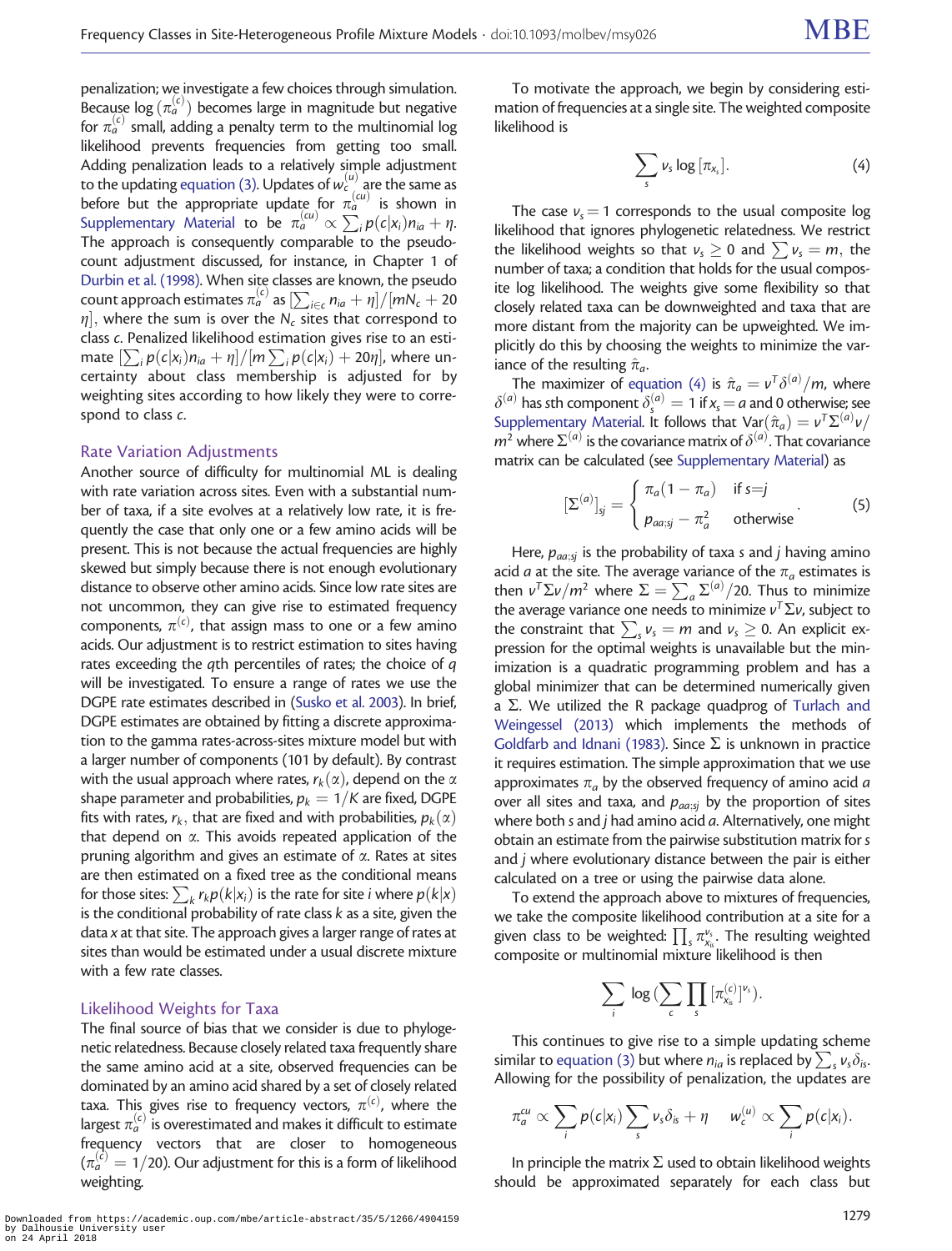penalization; we investigate a few choices through simulation. Because $\log(\pi_a^{(c)})$ becomes large in magnitude but negative for $\pi_a^{(c)}$ small, adding a penalty term to the multinomial log likelihood prevents frequencies from getting too small. Adding penalization leads to a relatively simple adjustment to the updating equation (3). Updates of $w_c^{(u)}$ are the same as before but the appropriate update for $\pi_a^{(cu)}$ is shown in Supplementary Material to be $\pi_a^{(cu)} \propto \sum_i p(c|x_i)n_{ia} + \eta$. The approach is consequently comparable to the pseudo-count adjustment discussed, for instance, in Chapter 1 of Durbin et al. (1998). When site classes are known, the pseudo count approach estimates $\pi_a^{(c)}$ as $[\sum_{i \in c} n_{ia} + \eta]/[mN_c + 20\eta]$, where the sum is over the $N_c$ sites that correspond to class $c$. Penalized likelihood estimation gives rise to an estimate $[\sum_i p(c|x_i)n_{ia} + \eta]/[m \sum_i p(c|x_i) + 20\eta]$, where uncertainty about class membership is adjusted for by weighting sites according to how likely they were to correspond to class $c$.

## Rate Variation Adjustments

Another source of difficulty for multinomial ML is dealing with rate variation across sites. Even with a substantial number of taxa, if a site evolves at a relatively low rate, it is frequently the case that only one or a few amino acids will be present. This is not because the actual frequencies are highly skewed but simply because there is not enough evolutionary distance to observe other amino acids. Since low rate sites are not uncommon, they can give rise to estimated frequency components, $\pi^{(c)}$, that assign mass to one or a few amino acids. Our adjustment is to restrict estimation to sites having rates exceeding the $q$th percentiles of rates; the choice of $q$ will be investigated. To ensure a range of rates we use the DGPE rate estimates described in (Susko et al. 2003). In brief, DGPE estimates are obtained by fitting a discrete approximation to the gamma rates-across-sites mixture model but with a larger number of components (101 by default). By contrast with the usual approach where rates, $r_k(\alpha)$, depend on the $\alpha$ shape parameter and probabilities, $p_k = 1/K$ are fixed, DGPE fits with rates, $r_k$, that are fixed and with probabilities, $p_k(\alpha)$ that depend on $\alpha$. This avoids repeated application of the pruning algorithm and gives an estimate of $\alpha$. Rates at sites are then estimated on a fixed tree as the conditional means for those sites: $\sum_k r_k p(k|x_i)$ is the rate for site $i$ where $p(k|x)$ is the conditional probability of rate class $k$ as a site, given the data $x$ at that site. The approach gives a larger range of rates at sites than would be estimated under a usual discrete mixture with a few rate classes.

## Likelihood Weights for Taxa

The final source of bias that we consider is due to phylogenetic relatedness. Because closely related taxa frequently share the same amino acid at a site, observed frequencies can be dominated by an amino acid shared by a set of closely related taxa. This gives rise to frequency vectors, $\pi^{(c)}$, where the largest $\pi_a^{(c)}$ is overestimated and makes it difficult to estimate frequency vectors that are closer to homogeneous ($\pi_a^{(c)} = 1/20$). Our adjustment for this is a form of likelihood weighting.

To motivate the approach, we begin by considering estimation of frequencies at a single site. The weighted composite likelihood is

$$\sum_s \nu_s \log[\pi_{x_s}]. \qquad (4)$$

The case $\nu_s = 1$ corresponds to the usual composite log likelihood that ignores phylogenetic relatedness. We restrict the likelihood weights so that $\nu_s \geq 0$ and $\sum \nu_s = m$, the number of taxa; a condition that holds for the usual composite log likelihood. The weights give some flexibility so that closely related taxa can be downweighted and taxa that are more distant from the majority can be upweighted. We implicitly do this by choosing the weights to minimize the variance of the resulting $\hat{\pi}_a$.

The maximizer of equation (4) is $\hat{\pi}_a = \nu^T \delta^{(a)}/m$, where $\delta^{(a)}$ has $s$th component $\delta_s^{(a)} = 1$ if $x_s = a$ and 0 otherwise; see Supplementary Material. It follows that $\mathrm{Var}(\hat{\pi}_a) = \nu^T \Sigma^{(a)} \nu / m^2$ where $\Sigma^{(a)}$ is the covariance matrix of $\delta^{(a)}$. That covariance matrix can be calculated (see Supplementary Material) as

$$[\Sigma^{(a)}]_{sj} = \begin{cases} \pi_a(1-\pi_a) & \text{if } s = j \\ p_{aa;sj} - \pi_a^2 & \text{otherwise} \end{cases}. \qquad (5)$$

Here, $p_{aa;sj}$ is the probability of taxa $s$ and $j$ having amino acid $a$ at the site. The average variance of the $\pi_a$ estimates is then $\nu^T \Sigma \nu / m^2$ where $\Sigma = \sum_a \Sigma^{(a)}/20$. Thus to minimize the average variance one needs to minimize $\nu^T \Sigma \nu$, subject to the constraint that $\sum_s \nu_s = m$ and $\nu_s \geq 0$. An explicit expression for the optimal weights is unavailable but the minimization is a quadratic programming problem and has a global minimizer that can be determined numerically given a $\Sigma$. We utilized the R package quadprog of Turlach and Weingessel (2013) which implements the methods of Goldfarb and Idnani (1983). Since $\Sigma$ is unknown in practice it requires estimation. The simple approximation that we use approximates $\pi_a$ by the observed frequency of amino acid $a$ over all sites and taxa, and $p_{aa;sj}$ by the proportion of sites where both $s$ and $j$ had amino acid $a$. Alternatively, one might obtain an estimate from the pairwise substitution matrix for $s$ and $j$ where evolutionary distance between the pair is either calculated on a tree or using the pairwise data alone.

To extend the approach above to mixtures of frequencies, we take the composite likelihood contribution at a site for a given class to be weighted: $\prod_s \pi_{x_{is}}^{\nu_s}$. The resulting weighted composite or multinomial mixture likelihood is then

$$\sum_i \log(\sum_c \prod_s [\pi_{x_{is}}^{(c)}]^{\nu_s}).$$

This continues to give rise to a simple updating scheme similar to equation (3) but where $n_{ia}$ is replaced by $\sum_s \nu_s \delta_{is}$. Allowing for the possibility of penalization, the updates are

$$\pi_a^{cu} \propto \sum_i p(c|x_i) \sum_s \nu_s \delta_{is} + \eta \qquad w_c^{(u)} \propto \sum_i p(c|x_i).$$

In principle the matrix $\Sigma$ used to obtain likelihood weights should be approximated separately for each class but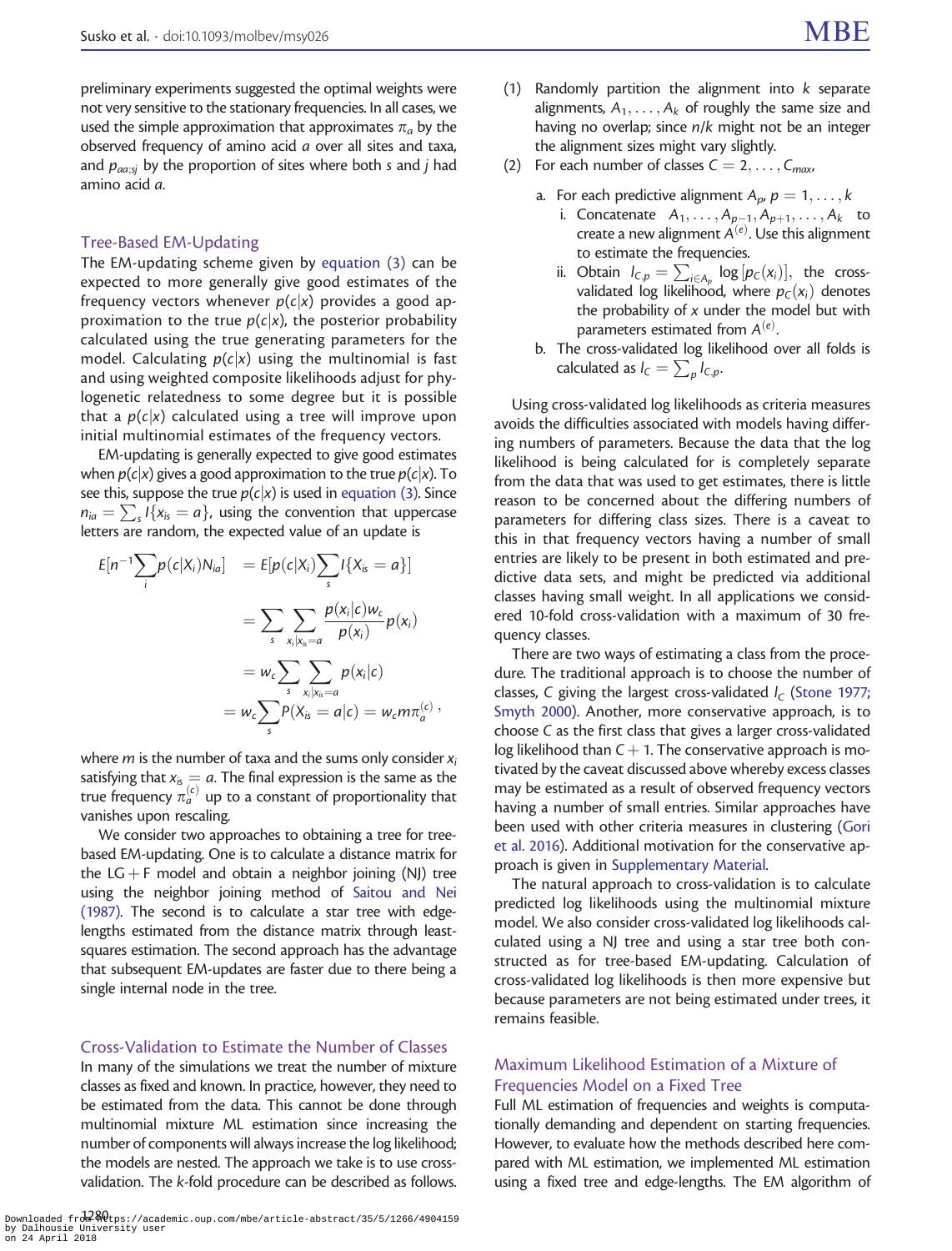preliminary experiments suggested the optimal weights were not very sensitive to the stationary frequencies. In all cases, we used the simple approximation that approximates $\pi_a$ by the observed frequency of amino acid $a$ over all sites and taxa, and $p_{aa:sj}$ by the proportion of sites where both $s$ and $j$ had amino acid $a$.

### Tree-Based EM-Updating

The EM-updating scheme given by equation (3) can be expected to more generally give good estimates of the frequency vectors whenever $p(c|x)$ provides a good approximation to the true $p(c|x)$, the posterior probability calculated using the true generating parameters for the model. Calculating $p(c|x)$ using the multinomial is fast and using weighted composite likelihoods adjust for phylogenetic relatedness to some degree but it is possible that a $p(c|x)$ calculated using a tree will improve upon initial multinomial estimates of the frequency vectors.

EM-updating is generally expected to give good estimates when $p(c|x)$ gives a good approximation to the true $p(c|x)$. To see this, suppose the true $p(c|x)$ is used in equation (3). Since $n_{ia} = \sum_s I\{x_{is} = a\}$, using the convention that uppercase letters are random, the expected value of an update is

$$
\begin{aligned}
E[n^{-1}\sum_i p(c|X_i)N_{ia}] &= E[p(c|X_i)\sum_s I\{X_s = a\}] \\
&= \sum_s \sum_{x_i|x_{is}=a} \frac{p(x_i|c)w_c}{p(x_i)} p(x_i) \\
&= w_c \sum_s \sum_{x_i|x_{is}=a} p(x_i|c) \\
&= w_c \sum_s P(X_{is} = a|c) = w_c m \pi_a^{(c)},
\end{aligned}
$$

where $m$ is the number of taxa and the sums only consider $x_i$ satisfying that $x_{is} = a$. The final expression is the same as the true frequency $\pi_a^{(c)}$ up to a constant of proportionality that vanishes upon rescaling.

We consider two approaches to obtaining a tree for tree-based EM-updating. One is to calculate a distance matrix for the LG + F model and obtain a neighbor joining (NJ) tree using the neighbor joining method of Saitou and Nei (1987). The second is to calculate a star tree with edge-lengths estimated from the distance matrix through least-squares estimation. The second approach has the advantage that subsequent EM-updates are faster due to there being a single internal node in the tree.

### Cross-Validation to Estimate the Number of Classes

In many of the simulations we treat the number of mixture classes as fixed and known. In practice, however, they need to be estimated from the data. This cannot be done through multinomial mixture ML estimation since increasing the number of components will always increase the log likelihood; the models are nested. The approach we take is to use cross-validation. The $k$-fold procedure can be described as follows.

1. Randomly partition the alignment into $k$ separate alignments, $A_1, \ldots, A_k$ of roughly the same size and having no overlap; since $n/k$ might not be an integer the alignment sizes might vary slightly.
2. For each number of classes $C = 2, \ldots, C_{max}$,
   a. For each predictive alignment $A_p$, $p = 1, \ldots, k$
      i. Concatenate $A_1, \ldots, A_{p-1}, A_{p+1}, \ldots, A_k$ to create a new alignment $A^{(e)}$. Use this alignment to estimate the frequencies.
      ii. Obtain $l_{C,p} = \sum_{i \in A_p} \log[p_C(x_i)]$, the cross-validated log likelihood, where $p_C(x_i)$ denotes the probability of $x$ under the model but with parameters estimated from $A^{(e)}$.
   b. The cross-validated log likelihood over all folds is calculated as $l_C = \sum_p l_{C,p}$.

Using cross-validated log likelihoods as criteria measures avoids the difficulties associated with models having differing numbers of parameters. Because the data that the log likelihood is being calculated for is completely separate from the data that was used to get estimates, there is little reason to be concerned about the differing numbers of parameters for differing class sizes. There is a caveat to this in that frequency vectors having a number of small entries are likely to be present in both estimated and predictive data sets, and might be predicted via additional classes having small weight. In all applications we considered 10-fold cross-validation with a maximum of 30 frequency classes.

There are two ways of estimating a class from the procedure. The traditional approach is to choose the number of classes, $C$ giving the largest cross-validated $l_C$ (Stone 1977; Smyth 2000). Another, more conservative approach, is to choose $C$ as the first class that gives a larger cross-validated log likelihood than $C + 1$. The conservative approach is motivated by the caveat discussed above whereby excess classes may be estimated as a result of observed frequency vectors having a number of small entries. Similar approaches have been used with other criteria measures in clustering (Gori et al. 2016). Additional motivation for the conservative approach is given in Supplementary Material.

The natural approach to cross-validation is to calculate predicted log likelihoods using the multinomial mixture model. We also consider cross-validated log likelihoods calculated using a NJ tree and using a star tree both constructed as for tree-based EM-updating. Calculation of cross-validated log likelihoods is then more expensive but because parameters are not being estimated under trees, it remains feasible.

### Maximum Likelihood Estimation of a Mixture of Frequencies Model on a Fixed Tree

Full ML estimation of frequencies and weights is computationally demanding and dependent on starting frequencies. However, to evaluate how the methods described here compared with ML estimation, we implemented ML estimation using a fixed tree and edge-lengths. The EM algorithm of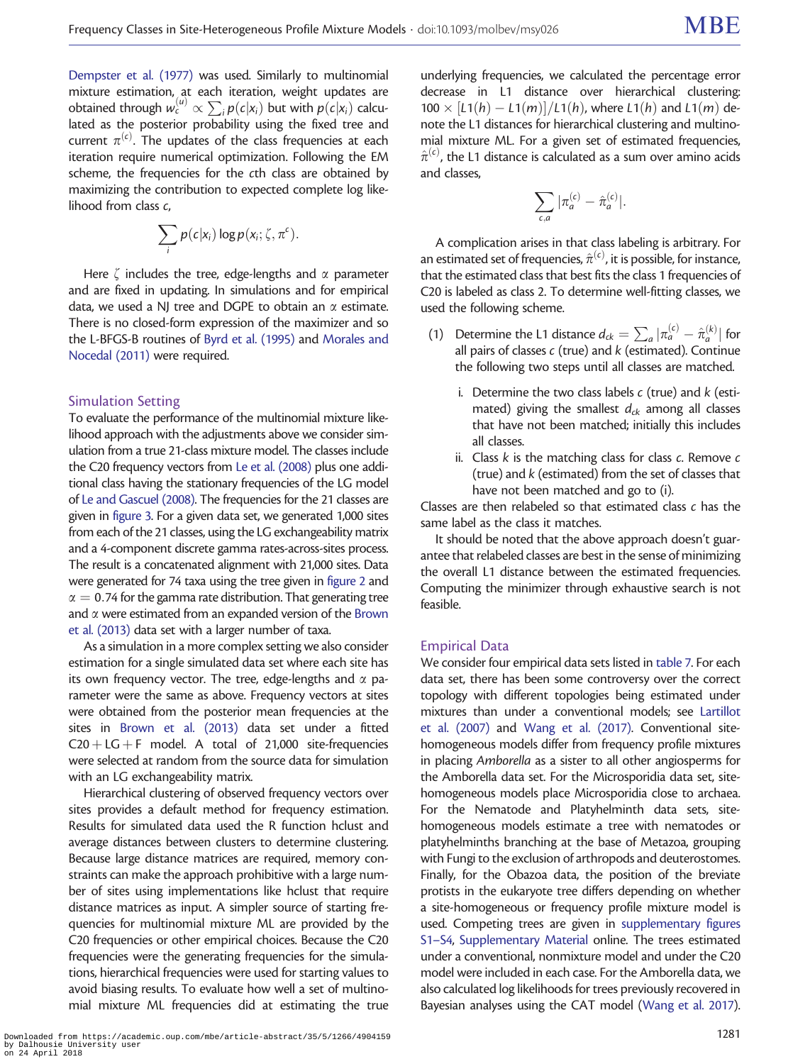Dempster et al. (1977) was used. Similarly to multinomial mixture estimation, at each iteration, weight updates are obtained through $w_c^{(u)} \propto \sum_i p(c|x_i)$ but with $p(c|x_i)$ calculated as the posterior probability using the fixed tree and current $\pi^{(c)}$. The updates of the class frequencies at each iteration require numerical optimization. Following the EM scheme, the frequencies for the $c$th class are obtained by maximizing the contribution to expected complete log likelihood from class $c$,

$$\sum_i p(c|x_i) \log p(x_i; \zeta, \pi^c).$$

Here $\zeta$ includes the tree, edge-lengths and $\alpha$ parameter and are fixed in updating. In simulations and for empirical data, we used a NJ tree and DGPE to obtain an $\alpha$ estimate. There is no closed-form expression of the maximizer and so the L-BFGS-B routines of Byrd et al. (1995) and Morales and Nocedal (2011) were required.

## Simulation Setting

To evaluate the performance of the multinomial mixture likelihood approach with the adjustments above we consider simulation from a true 21-class mixture model. The classes include the C20 frequency vectors from Le et al. (2008) plus one additional class having the stationary frequencies of the LG model of Le and Gascuel (2008). The frequencies for the 21 classes are given in figure 3. For a given data set, we generated 1,000 sites from each of the 21 classes, using the LG exchangeability matrix and a 4-component discrete gamma rates-across-sites process. The result is a concatenated alignment with 21,000 sites. Data were generated for 74 taxa using the tree given in figure 2 and $\alpha = 0.74$ for the gamma rate distribution. That generating tree and $\alpha$ were estimated from an expanded version of the Brown et al. (2013) data set with a larger number of taxa.

As a simulation in a more complex setting we also consider estimation for a single simulated data set where each site has its own frequency vector. The tree, edge-lengths and $\alpha$ parameter were the same as above. Frequency vectors at sites were obtained from the posterior mean frequencies at the sites in Brown et al. (2013) data set under a fitted C20 + LG + F model. A total of 21,000 site-frequencies were selected at random from the source data for simulation with an LG exchangeability matrix.

Hierarchical clustering of observed frequency vectors over sites provides a default method for frequency estimation. Results for simulated data used the R function hclust and average distances between clusters to determine clustering. Because large distance matrices are required, memory constraints can make the approach prohibitive with a large number of sites using implementations like hclust that require distance matrices as input. A simpler source of starting frequencies for multinomial mixture ML are provided by the C20 frequencies or other empirical choices. Because the C20 frequencies were the generating frequencies for the simulations, hierarchical frequencies were used for starting values to avoid biasing results. To evaluate how well a set of multinomial mixture ML frequencies did at estimating the true underlying frequencies, we calculated the percentage error decrease in L1 distance over hierarchical clustering: $100 \times [L1(h) - L1(m)]/L1(h)$, where $L1(h)$ and $L1(m)$ denote the L1 distances for hierarchical clustering and multinomial mixture ML. For a given set of estimated frequencies, $\hat{\pi}^{(c)}$, the L1 distance is calculated as a sum over amino acids and classes,

$$\sum_{c,a} |\pi_a^{(c)} - \hat{\pi}_a^{(c)}|.$$

A complication arises in that class labeling is arbitrary. For an estimated set of frequencies, $\hat{\pi}^{(c)}$, it is possible, for instance, that the estimated class that best fits the class 1 frequencies of C20 is labeled as class 2. To determine well-fitting classes, we used the following scheme.

(1) Determine the L1 distance $d_{ck} = \sum_a |\pi_a^{(c)} - \hat{\pi}_a^{(k)}|$ for all pairs of classes $c$ (true) and $k$ (estimated). Continue the following two steps until all classes are matched.

  i. Determine the two class labels $c$ (true) and $k$ (estimated) giving the smallest $d_{ck}$ among all classes that have not been matched; initially this includes all classes.

  ii. Class $k$ is the matching class for class $c$. Remove $c$ (true) and $k$ (estimated) from the set of classes that have not been matched and go to (i).

Classes are then relabeled so that estimated class $c$ has the same label as the class it matches.

It should be noted that the above approach doesn't guarantee that relabeled classes are best in the sense of minimizing the overall L1 distance between the estimated frequencies. Computing the minimizer through exhaustive search is not feasible.

## Empirical Data

We consider four empirical data sets listed in table 7. For each data set, there has been some controversy over the correct topology with different topologies being estimated under mixtures than under a conventional models; see Lartillot et al. (2007) and Wang et al. (2017). Conventional site-homogeneous models differ from frequency profile mixtures in placing *Amborella* as a sister to all other angiosperms for the Amborella data set. For the Microsporidia data set, site-homogeneous models place Microsporidia close to archaea. For the Nematode and Platyhelminth data sets, site-homogeneous models estimate a tree with nematodes or platyhelminths branching at the base of Metazoa, grouping with Fungi to the exclusion of arthropods and deuterostomes. Finally, for the Obazoa data, the position of the breviate protists in the eukaryote tree differs depending on whether a site-homogeneous or frequency profile mixture model is used. Competing trees are given in supplementary figures S1–S4, Supplementary Material online. The trees estimated under a conventional, nonmixture model and under the C20 model were included in each case. For the Amborella data, we also calculated log likelihoods for trees previously recovered in Bayesian analyses using the CAT model (Wang et al. 2017).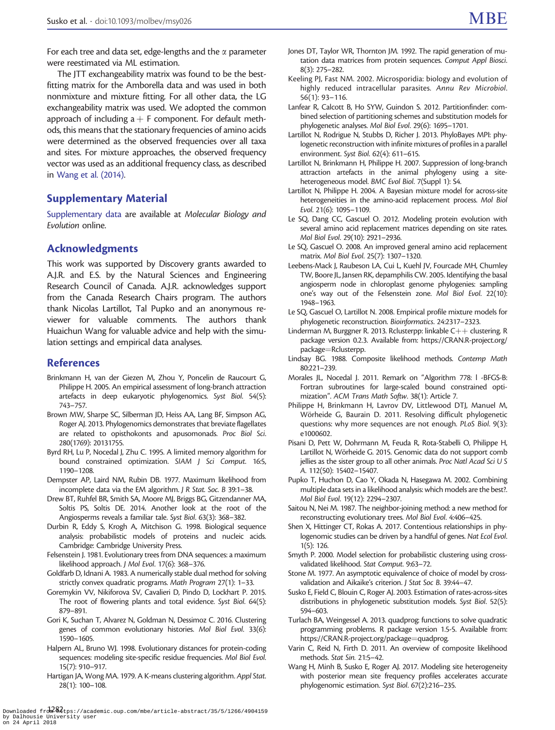For each tree and data set, edge-lengths and the $\alpha$ parameter were reestimated via ML estimation.

The JTT exchangeability matrix was found to be the best-fitting matrix for the Amborella data and was used in both nonmixture and mixture fitting. For all other data, the LG exchangeability matrix was used. We adopted the common approach of including a + F component. For default methods, this means that the stationary frequencies of amino acids were determined as the observed frequencies over all taxa and sites. For mixture approaches, the observed frequency vector was used as an additional frequency class, as described in Wang et al. (2014).

## Supplementary Material

Supplementary data are available at *Molecular Biology and Evolution* online.

## Acknowledgments

This work was supported by Discovery grants awarded to A.J.R. and E.S. by the Natural Sciences and Engineering Research Council of Canada. A.J.R. acknowledges support from the Canada Research Chairs program. The authors thank Nicolas Lartillot, Tal Pupko and an anonymous reviewer for valuable comments. The authors thank Huaichun Wang for valuable advice and help with the simulation settings and empirical data analyses.

## References

Brinkmann H, van der Giezen M, Zhou Y, Poncelin de Raucourt G, Philippe H. 2005. An empirical assessment of long-branch attraction artefacts in deep eukaryotic phylogenomics. *Syst Biol.* 54(5): 743–757.

Brown MW, Sharpe SC, Silberman JD, Heiss AA, Lang BF, Simpson AG, Roger AJ. 2013. Phylogenomics demonstrates that breviate flagellates are related to opisthokonts and apusomonads. *Proc Biol Sci.* 280(1769): 20131755.

Byrd RH, Lu P, Nocedal J, Zhu C. 1995. A limited memory algorithm for bound constrained optimization. *SIAM J Sci Comput.* 16:5, 1190–1208.

Dempster AP, Laird NM, Rubin DB. 1977. Maximum likelihood from incomplete data via the EM algorithm. *J R Stat. Soc. B* 39:1–38.

Drew BT, Ruhfel BR, Smith SA, Moore MJ, Briggs BG, Gitzendanner MA, Soltis PS, Soltis DE. 2014. Another look at the root of the Angiosperms reveals a familiar tale. *Syst Biol.* 63(3): 368–382.

Durbin R, Eddy S, Krogh A, Mitchison G. 1998. Biological sequence analysis: probabilistic models of proteins and nucleic acids. Cambridge: Cambridge University Press.

Felsenstein J. 1981. Evolutionary trees from DNA sequences: a maximum likelihood approach. *J Mol Evol.* 17(6): 368–376.

Goldfarb D, Idnani A. 1983. A numerically stable dual method for solving strictly convex quadratic programs. *Math Program* 27(1): 1–33.

Goremykin VV, Nikiforova SV, Cavalieri D, Pindo D, Lockhart P. 2015. The root of flowering plants and total evidence. *Syst Biol.* 64(5): 879–891.

Gori K, Suchan T, Alvarez N, Goldman N, Dessimoz C. 2016. Clustering genes of common evolutionary histories. *Mol Biol Evol.* 33(6): 1590–1605.

Halpern AL, Bruno WJ. 1998. Evolutionary distances for protein-coding sequences: modeling site-specific residue frequencies. *Mol Biol Evol.* 15(7): 910–917.

Hartigan JA, Wong MA. 1979. A K-means clustering algorithm. *Appl Stat.* 28(1): 100–108.

Jones DT, Taylor WR, Thornton JM. 1992. The rapid generation of mutation data matrices from protein sequences. *Comput Appl Biosci.* 8(3): 275–282.

Keeling PJ, Fast NM. 2002. Microsporidia: biology and evolution of highly reduced intracellular parasites. *Annu Rev Microbiol.* 56(1): 93–116.

Lanfear R, Calcott B, Ho SYW, Guindon S. 2012. Partitionfinder: combined selection of partitioning schemes and substitution models for phylogenetic analyses. *Mol Biol Evol.* 29(6): 1695–1701.

Lartillot N, Rodrigue N, Stubbs D, Richer J. 2013. PhyloBayes MPI: phylogenetic reconstruction with infinite mixtures of profiles in a parallel environment. *Syst Biol.* 62(4): 611–615.

Lartillot N, Brinkmann H, Philippe H. 2007. Suppression of long-branch attraction artefacts in the animal phylogeny using a site-heterogeneous model. *BMC Evol Biol.* 7(Suppl 1): S4.

Lartillot N, Philippe H. 2004. A Bayesian mixture model for across-site heterogeneities in the amino-acid replacement process. *Mol Biol Evol.* 21(6): 1095–1109.

Le SQ, Dang CC, Gascuel O. 2012. Modeling protein evolution with several amino acid replacement matrices depending on site rates. *Mol Biol Evol.* 29(10): 2921–2936.

Le SQ, Gascuel O. 2008. An improved general amino acid replacement matrix. *Mol Biol Evol.* 25(7): 1307–1320.

Leebens-Mack J, Raubeson LA, Cui L, Kuehl JV, Fourcade MH, Chumley TW, Boore JL, Jansen RK, depamphilis CW. 2005. Identifying the basal angiosperm node in chloroplast genome phylogenies: sampling one's way out of the Felsenstein zone. *Mol Biol Evol.* 22(10): 1948–1963.

Le SQ, Gascuel O, Lartillot N. 2008. Empirical profile mixture models for phylogenetic reconstruction. *Bioinformatics*. 24:2317–2323.

Linderman M, Burggner R. 2013. Rclusterpp: linkable C++ clustering. R package version 0.2.3. Available from: https://CRAN.R-project.org/package=Rclusterpp.

Lindsay BG. 1988. Composite likelihood methods. *Contemp Math* 80:221–239.

Morales JL, Nocedal J. 2011. Remark on "Algorithm 778: l -BFGS-B: Fortran subroutines for large-scaled bound constrained optimization". *ACM Trans Math Softw.* 38(1): Article 7.

Philippe H, Brinkmann H, Lavrov DV, Littlewood DTJ, Manuel M, Wörheide G, Baurain D. 2011. Resolving difficult phylogenetic questions: why more sequences are not enough. *PLoS Biol.* 9(3): e1000602.

Pisani D, Pett W, Dohrmann M, Feuda R, Rota-Stabelli O, Philippe H, Lartillot N, Wörheide G. 2015. Genomic data do not support comb jellies as the sister group to all other animals. *Proc Natl Acad Sci U S A.* 112(50): 15402–15407.

Pupko T, Huchon D, Cao Y, Okada N, Hasegawa M. 2002. Combining multiple data sets in a likelihood analysis: which models are the best?. *Mol Biol Evol.* 19(12): 2294–2307.

Saitou N, Nei M. 1987. The neighbor-joining method: a new method for reconstructing evolutionary trees. *Mol Biol Evol.* 4:406–425.

Shen X, Hittinger CT, Rokas A. 2017. Contentious relationships in phylogenomic studies can be driven by a handful of genes. *Nat Ecol Evol.* 1(5): 126.

Smyth P. 2000. Model selection for probabilistic clustering using cross-validated likelihood. *Stat Comput.* 9:63–72.

Stone M. 1977. An asymptotic equivalence of choice of model by cross-validation and Aikaike's criterion. *J Stat Soc B.* 39:44–47.

Susko E, Field C, Blouin C, Roger AJ. 2003. Estimation of rates-across-sites distributions in phylogenetic substitution models. *Syst Biol.* 52(5): 594–603.

Turlach BA, Weingessel A. 2013. quadprog: functions to solve quadratic programming problems. R package version 1.5-5. Available from: https://CRAN.R-project.org/package=quadprog.

Varin C, Reid N, Firth D. 2011. An overview of composite likelihood methods. *Stat Sin.* 21:5–42.

Wang H, Minh B, Susko E, Roger AJ. 2017. Modeling site heterogeneity with posterior mean site frequency profiles accelerates accurate phylogenomic estimation. *Syst Biol.* 67(2):216–235.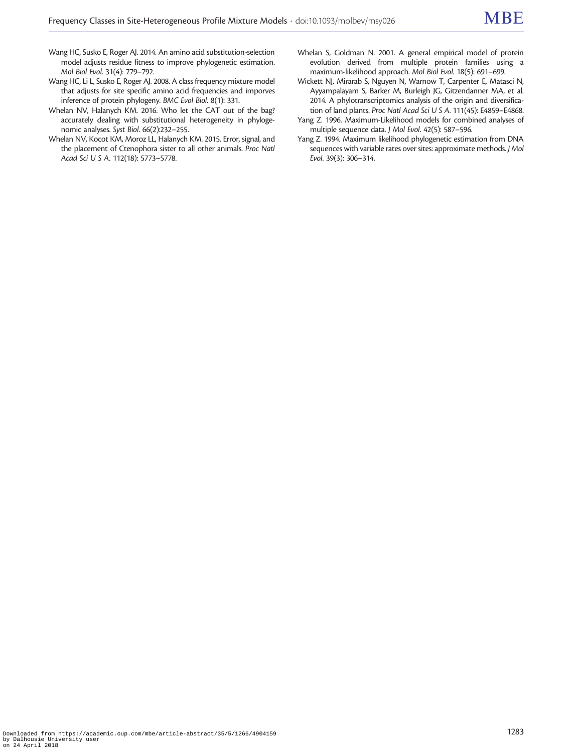Wang HC, Susko E, Roger AJ. 2014. An amino acid substitution-selection model adjusts residue fitness to improve phylogenetic estimation. *Mol Biol Evol*. 31(4): 779–792.

Wang HC, Li L, Susko E, Roger AJ. 2008. A class frequency mixture model that adjusts for site specific amino acid frequencies and imporves inference of protein phylogeny. *BMC Evol Biol*. 8(1): 331.

Whelan NV, Halanych KM. 2016. Who let the CAT out of the bag? accurately dealing with substitutional heterogeneity in phylogenomic analyses. *Syst Biol*. 66(2):232–255.

Whelan NV, Kocot KM, Moroz LL, Halanych KM. 2015. Error, signal, and the placement of Ctenophora sister to all other animals. *Proc Natl Acad Sci U S A*. 112(18): 5773–5778.

Whelan S, Goldman N. 2001. A general empirical model of protein evolution derived from multiple protein families using a maximum-likelihood approach. *Mol Biol Evol*. 18(5): 691–699.

Wickett NJ, Mirarab S, Nguyen N, Warnow T, Carpenter E, Matasci N, Ayyampalayam S, Barker M, Burleigh JG, Gitzendanner MA, et al. 2014. A phylotranscriptomics analysis of the origin and diversification of land plants. *Proc Natl Acad Sci U S A*. 111(45): E4859–E4868.

Yang Z. 1996. Maximum-Likelihood models for combined analyses of multiple sequence data. *J Mol Evol*. 42(5): 587–596.

Yang Z. 1994. Maximum likelihood phylogenetic estimation from DNA sequences with variable rates over sites: approximate methods. *J Mol Evol*. 39(3): 306–314.